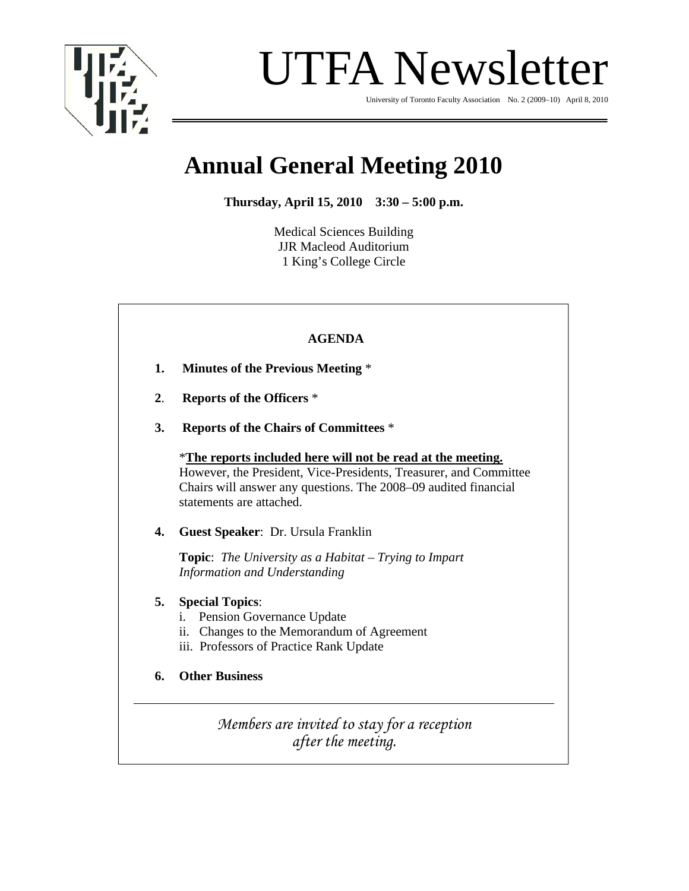# UTFA Newsletter

University of Toronto Faculty Association No. 2 (2009–10) April 8, 2010

## Annual General Meeting 2010

**Thursday, April 15, 2010 3:30 – 5:00 p.m.**

Medical Sciences Building
JJR Macleod Auditorium
1 King's College Circle

**AGENDA**

1. **Minutes of the Previous Meeting** *

2. **Reports of the Officers** *

3. **Reports of the Chairs of Committees** *

   ***The reports included here will not be read at the meeting.** However, the President, Vice-Presidents, Treasurer, and Committee Chairs will answer any questions. The 2008–09 audited financial statements are attached.

4. **Guest Speaker**: Dr. Ursula Franklin

   **Topic**: *The University as a Habitat – Trying to Impart Information and Understanding*

5. **Special Topics**:
   i. Pension Governance Update
   ii. Changes to the Memorandum of Agreement
   iii. Professors of Practice Rank Update

6. **Other Business**

---

*Members are invited to stay for a reception after the meeting.*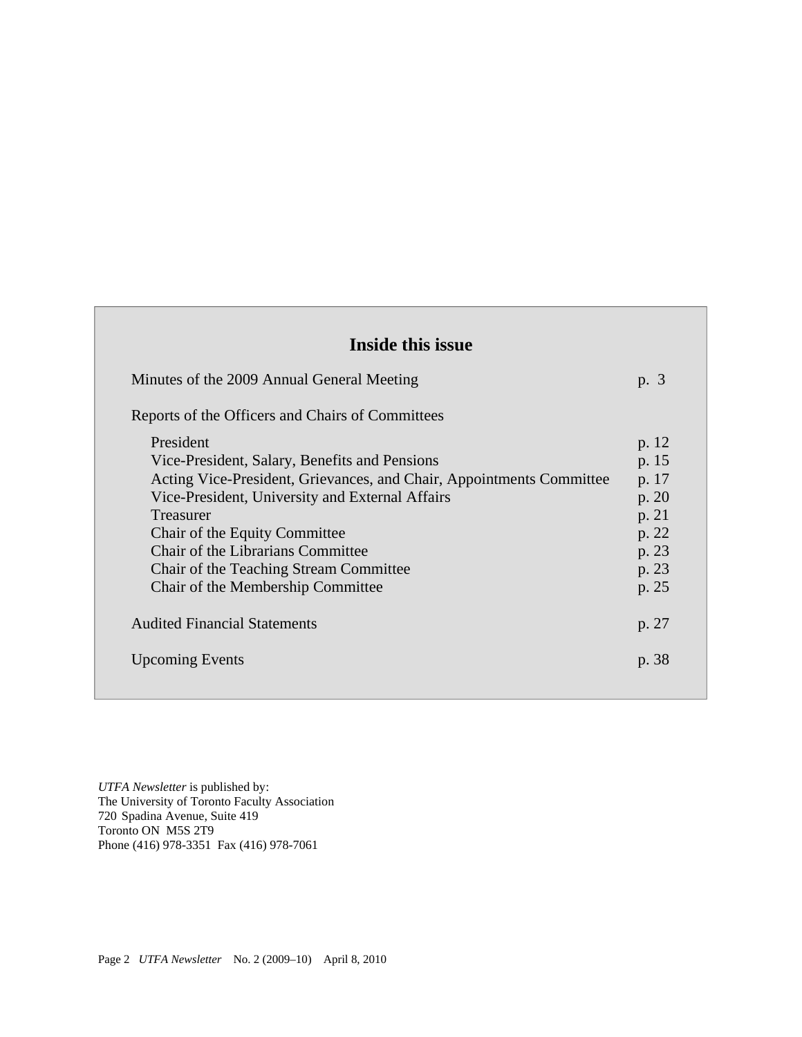## Inside this issue

| | |
|---|---|
| Minutes of the 2009 Annual General Meeting | p. 3 |
| Reports of the Officers and Chairs of Committees | |
| President | p. 12 |
| Vice-President, Salary, Benefits and Pensions | p. 15 |
| Acting Vice-President, Grievances, and Chair, Appointments Committee | p. 17 |
| Vice-President, University and External Affairs | p. 20 |
| Treasurer | p. 21 |
| Chair of the Equity Committee | p. 22 |
| Chair of the Librarians Committee | p. 23 |
| Chair of the Teaching Stream Committee | p. 23 |
| Chair of the Membership Committee | p. 25 |
| Audited Financial Statements | p. 27 |
| Upcoming Events | p. 38 |

*UTFA Newsletter* is published by:
The University of Toronto Faculty Association
720 Spadina Avenue, Suite 419
Toronto ON M5S 2T9
Phone (416) 978-3351 Fax (416) 978-7061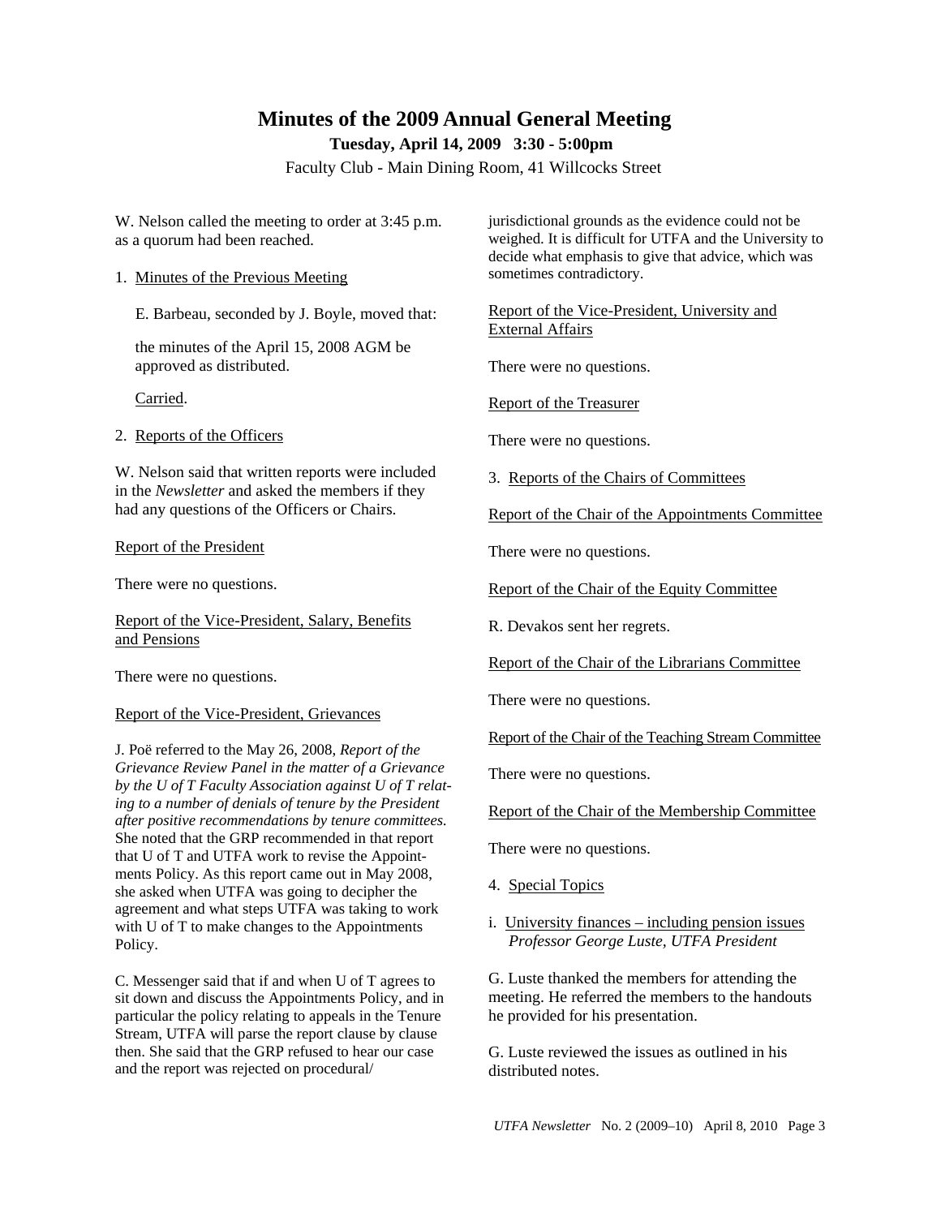# Minutes of the 2009 Annual General Meeting

**Tuesday, April 14, 2009 3:30 - 5:00pm**

Faculty Club - Main Dining Room, 41 Willcocks Street

W. Nelson called the meeting to order at 3:45 p.m. as a quorum had been reached.

1. Minutes of the Previous Meeting

E. Barbeau, seconded by J. Boyle, moved that:

the minutes of the April 15, 2008 AGM be approved as distributed.

Carried.

2. Reports of the Officers

W. Nelson said that written reports were included in the *Newsletter* and asked the members if they had any questions of the Officers or Chairs.

Report of the President

There were no questions.

Report of the Vice-President, Salary, Benefits and Pensions

There were no questions.

Report of the Vice-President, Grievances

J. Poë referred to the May 26, 2008, *Report of the Grievance Review Panel in the matter of a Grievance by the U of T Faculty Association against U of T relating to a number of denials of tenure by the President after positive recommendations by tenure committees.* She noted that the GRP recommended in that report that U of T and UTFA work to revise the Appointments Policy. As this report came out in May 2008, she asked when UTFA was going to decipher the agreement and what steps UTFA was taking to work with U of T to make changes to the Appointments Policy.

C. Messenger said that if and when U of T agrees to sit down and discuss the Appointments Policy, and in particular the policy relating to appeals in the Tenure Stream, UTFA will parse the report clause by clause then. She said that the GRP refused to hear our case and the report was rejected on procedural/jurisdictional grounds as the evidence could not be weighed. It is difficult for UTFA and the University to decide what emphasis to give that advice, which was sometimes contradictory.

Report of the Vice-President, University and External Affairs

There were no questions.

Report of the Treasurer

There were no questions.

3. Reports of the Chairs of Committees

Report of the Chair of the Appointments Committee

There were no questions.

Report of the Chair of the Equity Committee

R. Devakos sent her regrets.

Report of the Chair of the Librarians Committee

There were no questions.

Report of the Chair of the Teaching Stream Committee

There were no questions.

Report of the Chair of the Membership Committee

There were no questions.

4. Special Topics

i. University finances – including pension issues
*Professor George Luste, UTFA President*

G. Luste thanked the members for attending the meeting. He referred the members to the handouts he provided for his presentation.

G. Luste reviewed the issues as outlined in his distributed notes.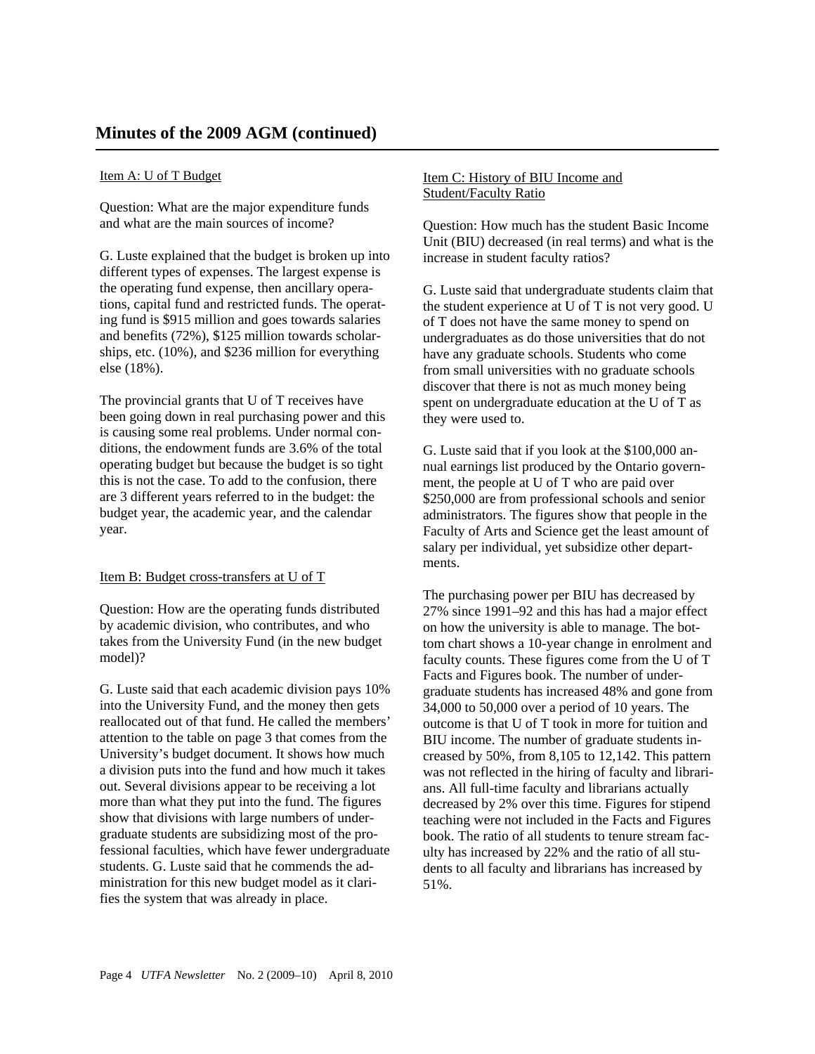## Minutes of the 2009 AGM (continued)

Item A: U of T Budget

Question: What are the major expenditure funds and what are the main sources of income?

G. Luste explained that the budget is broken up into different types of expenses. The largest expense is the operating fund expense, then ancillary operations, capital fund and restricted funds. The operating fund is $915 million and goes towards salaries and benefits (72%), $125 million towards scholarships, etc. (10%), and $236 million for everything else (18%).

The provincial grants that U of T receives have been going down in real purchasing power and this is causing some real problems. Under normal conditions, the endowment funds are 3.6% of the total operating budget but because the budget is so tight this is not the case. To add to the confusion, there are 3 different years referred to in the budget: the budget year, the academic year, and the calendar year.

Item B: Budget cross-transfers at U of T

Question: How are the operating funds distributed by academic division, who contributes, and who takes from the University Fund (in the new budget model)?

G. Luste said that each academic division pays 10% into the University Fund, and the money then gets reallocated out of that fund. He called the members' attention to the table on page 3 that comes from the University's budget document. It shows how much a division puts into the fund and how much it takes out. Several divisions appear to be receiving a lot more than what they put into the fund. The figures show that divisions with large numbers of undergraduate students are subsidizing most of the professional faculties, which have fewer undergraduate students. G. Luste said that he commends the administration for this new budget model as it clarifies the system that was already in place.

Item C: History of BIU Income and Student/Faculty Ratio

Question: How much has the student Basic Income Unit (BIU) decreased (in real terms) and what is the increase in student faculty ratios?

G. Luste said that undergraduate students claim that the student experience at U of T is not very good. U of T does not have the same money to spend on undergraduates as do those universities that do not have any graduate schools. Students who come from small universities with no graduate schools discover that there is not as much money being spent on undergraduate education at the U of T as they were used to.

G. Luste said that if you look at the $100,000 annual earnings list produced by the Ontario government, the people at U of T who are paid over $250,000 are from professional schools and senior administrators. The figures show that people in the Faculty of Arts and Science get the least amount of salary per individual, yet subsidize other departments.

The purchasing power per BIU has decreased by 27% since 1991–92 and this has had a major effect on how the university is able to manage. The bottom chart shows a 10-year change in enrolment and faculty counts. These figures come from the U of T Facts and Figures book. The number of undergraduate students has increased 48% and gone from 34,000 to 50,000 over a period of 10 years. The outcome is that U of T took in more for tuition and BIU income. The number of graduate students increased by 50%, from 8,105 to 12,142. This pattern was not reflected in the hiring of faculty and librarians. All full-time faculty and librarians actually decreased by 2% over this time. Figures for stipend teaching were not included in the Facts and Figures book. The ratio of all students to tenure stream faculty has increased by 22% and the ratio of all students to all faculty and librarians has increased by 51%.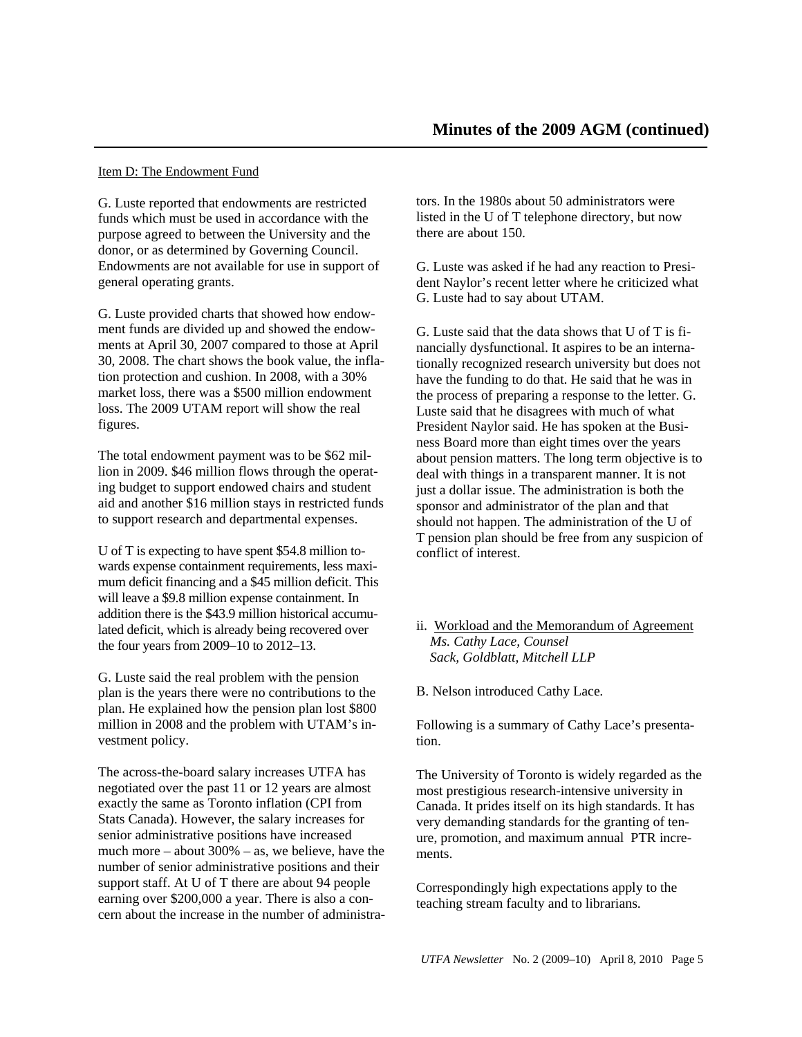## Minutes of the 2009 AGM (continued)

Item D: The Endowment Fund

G. Luste reported that endowments are restricted funds which must be used in accordance with the purpose agreed to between the University and the donor, or as determined by Governing Council. Endowments are not available for use in support of general operating grants.

G. Luste provided charts that showed how endowment funds are divided up and showed the endowments at April 30, 2007 compared to those at April 30, 2008. The chart shows the book value, the inflation protection and cushion. In 2008, with a 30% market loss, there was a $500 million endowment loss. The 2009 UTAM report will show the real figures.

The total endowment payment was to be $62 million in 2009. $46 million flows through the operating budget to support endowed chairs and student aid and another $16 million stays in restricted funds to support research and departmental expenses.

U of T is expecting to have spent $54.8 million towards expense containment requirements, less maximum deficit financing and a $45 million deficit. This will leave a $9.8 million expense containment. In addition there is the $43.9 million historical accumulated deficit, which is already being recovered over the four years from 2009–10 to 2012–13.

G. Luste said the real problem with the pension plan is the years there were no contributions to the plan. He explained how the pension plan lost $800 million in 2008 and the problem with UTAM's investment policy.

The across-the-board salary increases UTFA has negotiated over the past 11 or 12 years are almost exactly the same as Toronto inflation (CPI from Stats Canada). However, the salary increases for senior administrative positions have increased much more – about 300% – as, we believe, have the number of senior administrative positions and their support staff. At U of T there are about 94 people earning over $200,000 a year. There is also a concern about the increase in the number of administrators. In the 1980s about 50 administrators were listed in the U of T telephone directory, but now there are about 150.

G. Luste was asked if he had any reaction to President Naylor's recent letter where he criticized what G. Luste had to say about UTAM.

G. Luste said that the data shows that U of T is financially dysfunctional. It aspires to be an internationally recognized research university but does not have the funding to do that. He said that he was in the process of preparing a response to the letter. G. Luste said that he disagrees with much of what President Naylor said. He has spoken at the Business Board more than eight times over the years about pension matters. The long term objective is to deal with things in a transparent manner. It is not just a dollar issue. The administration is both the sponsor and administrator of the plan and that should not happen. The administration of the U of T pension plan should be free from any suspicion of conflict of interest.

ii. Workload and the Memorandum of Agreement
*Ms. Cathy Lace, Counsel*
*Sack, Goldblatt, Mitchell LLP*

B. Nelson introduced Cathy Lace.

Following is a summary of Cathy Lace's presentation.

The University of Toronto is widely regarded as the most prestigious research-intensive university in Canada. It prides itself on its high standards. It has very demanding standards for the granting of tenure, promotion, and maximum annual PTR increments.

Correspondingly high expectations apply to the teaching stream faculty and to librarians.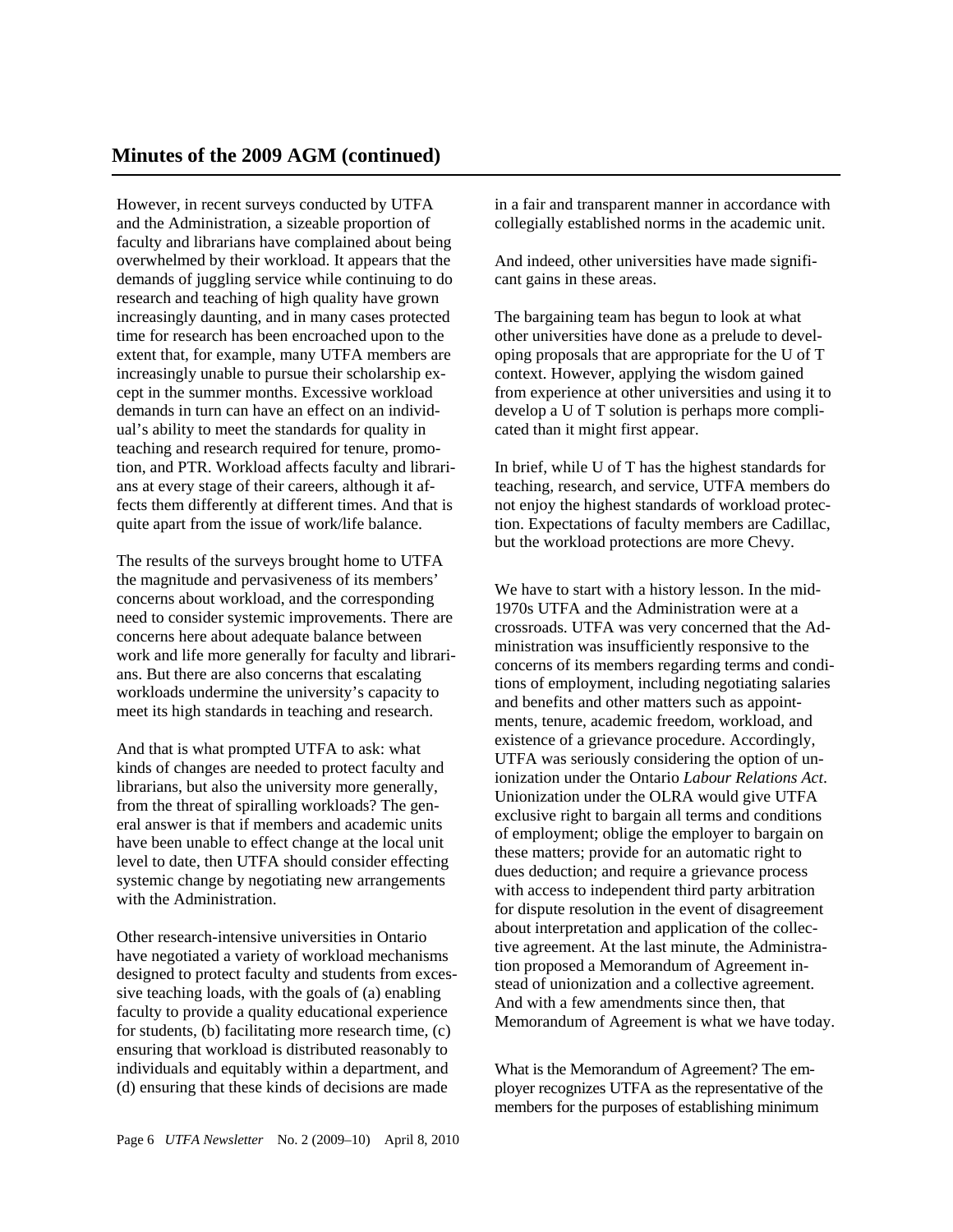## Minutes of the 2009 AGM (continued)

However, in recent surveys conducted by UTFA and the Administration, a sizeable proportion of faculty and librarians have complained about being overwhelmed by their workload. It appears that the demands of juggling service while continuing to do research and teaching of high quality have grown increasingly daunting, and in many cases protected time for research has been encroached upon to the extent that, for example, many UTFA members are increasingly unable to pursue their scholarship except in the summer months. Excessive workload demands in turn can have an effect on an individual's ability to meet the standards for quality in teaching and research required for tenure, promotion, and PTR. Workload affects faculty and librarians at every stage of their careers, although it affects them differently at different times. And that is quite apart from the issue of work/life balance.

The results of the surveys brought home to UTFA the magnitude and pervasiveness of its members' concerns about workload, and the corresponding need to consider systemic improvements. There are concerns here about adequate balance between work and life more generally for faculty and librarians. But there are also concerns that escalating workloads undermine the university's capacity to meet its high standards in teaching and research.

And that is what prompted UTFA to ask: what kinds of changes are needed to protect faculty and librarians, but also the university more generally, from the threat of spiralling workloads? The general answer is that if members and academic units have been unable to effect change at the local unit level to date, then UTFA should consider effecting systemic change by negotiating new arrangements with the Administration.

Other research-intensive universities in Ontario have negotiated a variety of workload mechanisms designed to protect faculty and students from excessive teaching loads, with the goals of (a) enabling faculty to provide a quality educational experience for students, (b) facilitating more research time, (c) ensuring that workload is distributed reasonably to individuals and equitably within a department, and (d) ensuring that these kinds of decisions are made in a fair and transparent manner in accordance with collegially established norms in the academic unit.

And indeed, other universities have made significant gains in these areas.

The bargaining team has begun to look at what other universities have done as a prelude to developing proposals that are appropriate for the U of T context. However, applying the wisdom gained from experience at other universities and using it to develop a U of T solution is perhaps more complicated than it might first appear.

In brief, while U of T has the highest standards for teaching, research, and service, UTFA members do not enjoy the highest standards of workload protection. Expectations of faculty members are Cadillac, but the workload protections are more Chevy.

We have to start with a history lesson. In the mid-1970s UTFA and the Administration were at a crossroads. UTFA was very concerned that the Administration was insufficiently responsive to the concerns of its members regarding terms and conditions of employment, including negotiating salaries and benefits and other matters such as appointments, tenure, academic freedom, workload, and existence of a grievance procedure. Accordingly, UTFA was seriously considering the option of unionization under the Ontario *Labour Relations Act*. Unionization under the OLRA would give UTFA exclusive right to bargain all terms and conditions of employment; oblige the employer to bargain on these matters; provide for an automatic right to dues deduction; and require a grievance process with access to independent third party arbitration for dispute resolution in the event of disagreement about interpretation and application of the collective agreement. At the last minute, the Administration proposed a Memorandum of Agreement instead of unionization and a collective agreement. And with a few amendments since then, that Memorandum of Agreement is what we have today.

What is the Memorandum of Agreement? The employer recognizes UTFA as the representative of the members for the purposes of establishing minimum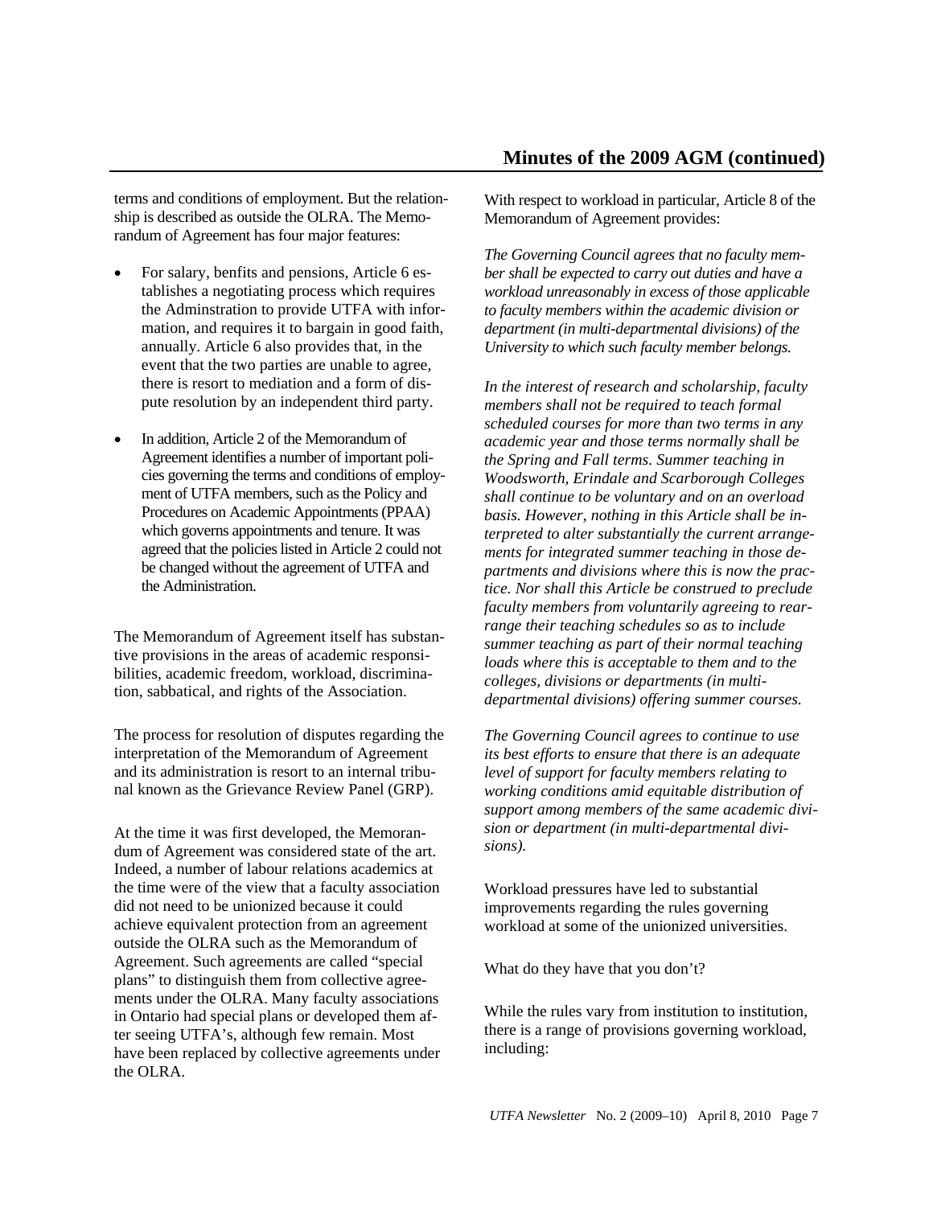terms and conditions of employment. But the relationship is described as outside the OLRA. The Memorandum of Agreement has four major features:

- For salary, benfits and pensions, Article 6 establishes a negotiating process which requires the Adminstration to provide UTFA with information, and requires it to bargain in good faith, annually. Article 6 also provides that, in the event that the two parties are unable to agree, there is resort to mediation and a form of dispute resolution by an independent third party.
- In addition, Article 2 of the Memorandum of Agreement identifies a number of important policies governing the terms and conditions of employment of UTFA members, such as the Policy and Procedures on Academic Appointments (PPAA) which governs appointments and tenure. It was agreed that the policies listed in Article 2 could not be changed without the agreement of UTFA and the Administration.

The Memorandum of Agreement itself has substantive provisions in the areas of academic responsibilities, academic freedom, workload, discrimination, sabbatical, and rights of the Association.

The process for resolution of disputes regarding the interpretation of the Memorandum of Agreement and its administration is resort to an internal tribunal known as the Grievance Review Panel (GRP).

At the time it was first developed, the Memorandum of Agreement was considered state of the art. Indeed, a number of labour relations academics at the time were of the view that a faculty association did not need to be unionized because it could achieve equivalent protection from an agreement outside the OLRA such as the Memorandum of Agreement. Such agreements are called "special plans" to distinguish them from collective agreements under the OLRA. Many faculty associations in Ontario had special plans or developed them after seeing UTFA's, although few remain. Most have been replaced by collective agreements under the OLRA.

With respect to workload in particular, Article 8 of the Memorandum of Agreement provides:

*The Governing Council agrees that no faculty member shall be expected to carry out duties and have a workload unreasonably in excess of those applicable to faculty members within the academic division or department (in multi-departmental divisions) of the University to which such faculty member belongs.*

*In the interest of research and scholarship, faculty members shall not be required to teach formal scheduled courses for more than two terms in any academic year and those terms normally shall be the Spring and Fall terms. Summer teaching in Woodsworth, Erindale and Scarborough Colleges shall continue to be voluntary and on an overload basis. However, nothing in this Article shall be interpreted to alter substantially the current arrangements for integrated summer teaching in those departments and divisions where this is now the practice. Nor shall this Article be construed to preclude faculty members from voluntarily agreeing to rearrange their teaching schedules so as to include summer teaching as part of their normal teaching loads where this is acceptable to them and to the colleges, divisions or departments (in multi-departmental divisions) offering summer courses.*

*The Governing Council agrees to continue to use its best efforts to ensure that there is an adequate level of support for faculty members relating to working conditions amid equitable distribution of support among members of the same academic division or department (in multi-departmental divisions).*

Workload pressures have led to substantial improvements regarding the rules governing workload at some of the unionized universities.

What do they have that you don't?

While the rules vary from institution to institution, there is a range of provisions governing workload, including: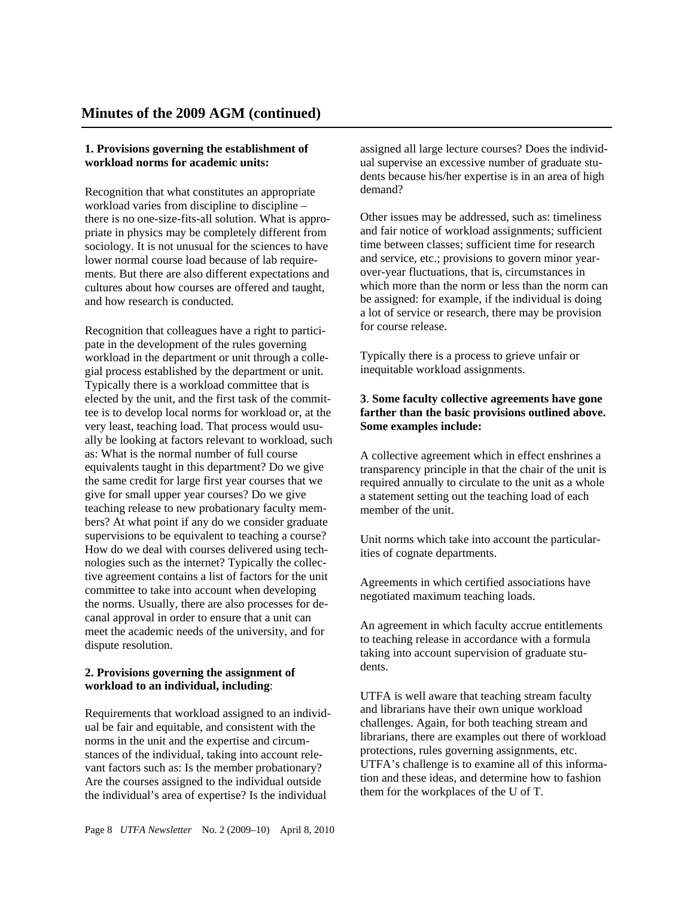## Minutes of the 2009 AGM (continued)

**1. Provisions governing the establishment of workload norms for academic units:**

Recognition that what constitutes an appropriate workload varies from discipline to discipline – there is no one-size-fits-all solution. What is appropriate in physics may be completely different from sociology. It is not unusual for the sciences to have lower normal course load because of lab requirements. But there are also different expectations and cultures about how courses are offered and taught, and how research is conducted.

Recognition that colleagues have a right to participate in the development of the rules governing workload in the department or unit through a collegial process established by the department or unit. Typically there is a workload committee that is elected by the unit, and the first task of the committee is to develop local norms for workload or, at the very least, teaching load. That process would usually be looking at factors relevant to workload, such as: What is the normal number of full course equivalents taught in this department? Do we give the same credit for large first year courses that we give for small upper year courses? Do we give teaching release to new probationary faculty members? At what point if any do we consider graduate supervisions to be equivalent to teaching a course? How do we deal with courses delivered using technologies such as the internet? Typically the collective agreement contains a list of factors for the unit committee to take into account when developing the norms. Usually, there are also processes for decanal approval in order to ensure that a unit can meet the academic needs of the university, and for dispute resolution.

**2. Provisions governing the assignment of workload to an individual, including**:

Requirements that workload assigned to an individual be fair and equitable, and consistent with the norms in the unit and the expertise and circumstances of the individual, taking into account relevant factors such as: Is the member probationary? Are the courses assigned to the individual outside the individual's area of expertise? Is the individual assigned all large lecture courses? Does the individual supervise an excessive number of graduate students because his/her expertise is in an area of high demand?

Other issues may be addressed, such as: timeliness and fair notice of workload assignments; sufficient time between classes; sufficient time for research and service, etc.; provisions to govern minor year-over-year fluctuations, that is, circumstances in which more than the norm or less than the norm can be assigned: for example, if the individual is doing a lot of service or research, there may be provision for course release.

Typically there is a process to grieve unfair or inequitable workload assignments.

**3**. **Some faculty collective agreements have gone farther than the basic provisions outlined above. Some examples include:**

A collective agreement which in effect enshrines a transparency principle in that the chair of the unit is required annually to circulate to the unit as a whole a statement setting out the teaching load of each member of the unit.

Unit norms which take into account the particularities of cognate departments.

Agreements in which certified associations have negotiated maximum teaching loads.

An agreement in which faculty accrue entitlements to teaching release in accordance with a formula taking into account supervision of graduate students.

UTFA is well aware that teaching stream faculty and librarians have their own unique workload challenges. Again, for both teaching stream and librarians, there are examples out there of workload protections, rules governing assignments, etc. UTFA's challenge is to examine all of this information and these ideas, and determine how to fashion them for the workplaces of the U of T.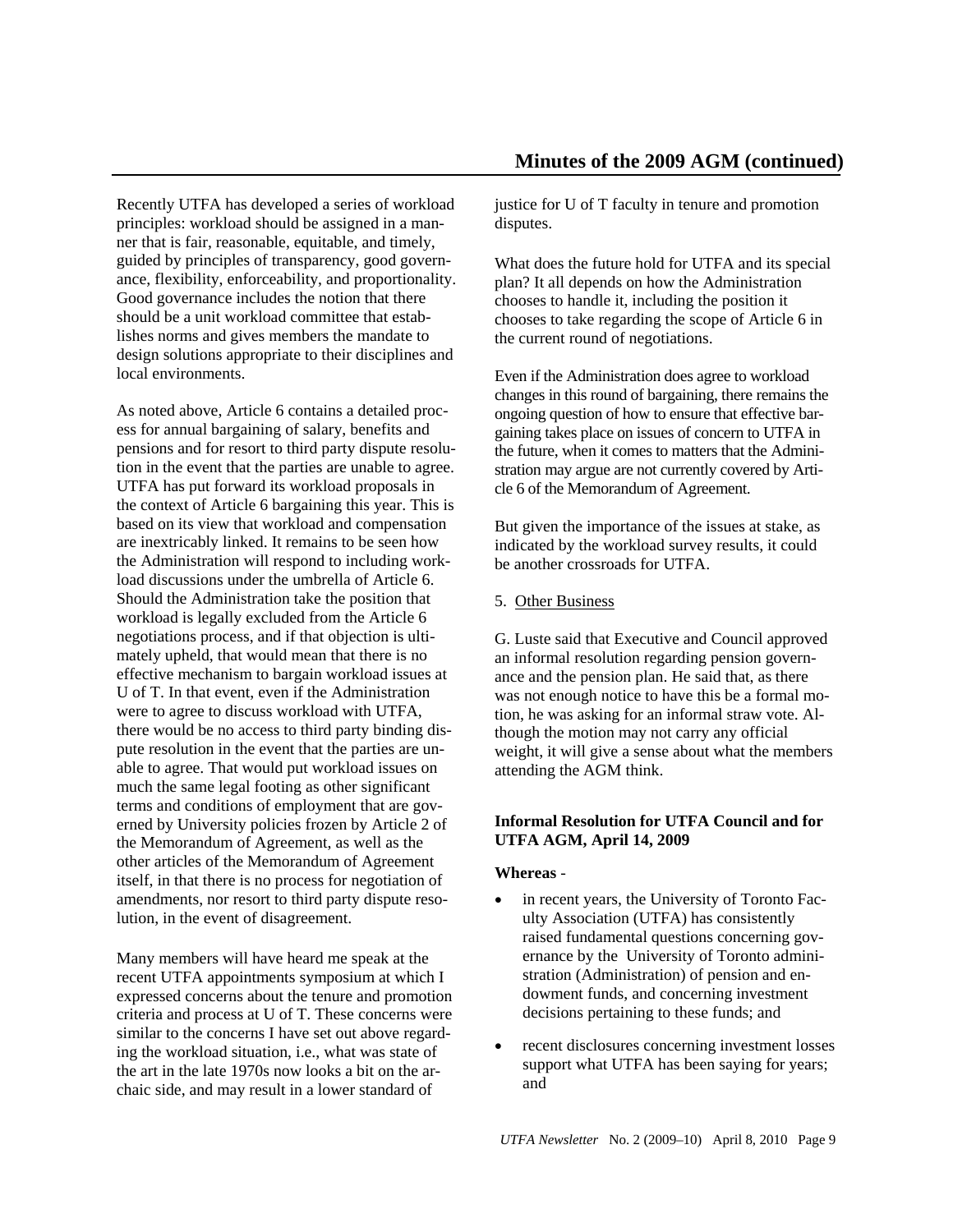Recently UTFA has developed a series of workload principles: workload should be assigned in a manner that is fair, reasonable, equitable, and timely, guided by principles of transparency, good governance, flexibility, enforceability, and proportionality. Good governance includes the notion that there should be a unit workload committee that establishes norms and gives members the mandate to design solutions appropriate to their disciplines and local environments.

As noted above, Article 6 contains a detailed process for annual bargaining of salary, benefits and pensions and for resort to third party dispute resolution in the event that the parties are unable to agree. UTFA has put forward its workload proposals in the context of Article 6 bargaining this year. This is based on its view that workload and compensation are inextricably linked. It remains to be seen how the Administration will respond to including workload discussions under the umbrella of Article 6. Should the Administration take the position that workload is legally excluded from the Article 6 negotiations process, and if that objection is ultimately upheld, that would mean that there is no effective mechanism to bargain workload issues at U of T. In that event, even if the Administration were to agree to discuss workload with UTFA, there would be no access to third party binding dispute resolution in the event that the parties are unable to agree. That would put workload issues on much the same legal footing as other significant terms and conditions of employment that are governed by University policies frozen by Article 2 of the Memorandum of Agreement, as well as the other articles of the Memorandum of Agreement itself, in that there is no process for negotiation of amendments, nor resort to third party dispute resolution, in the event of disagreement.

Many members will have heard me speak at the recent UTFA appointments symposium at which I expressed concerns about the tenure and promotion criteria and process at U of T. These concerns were similar to the concerns I have set out above regarding the workload situation, i.e., what was state of the art in the late 1970s now looks a bit on the archaic side, and may result in a lower standard of justice for U of T faculty in tenure and promotion disputes.

What does the future hold for UTFA and its special plan? It all depends on how the Administration chooses to handle it, including the position it chooses to take regarding the scope of Article 6 in the current round of negotiations.

Even if the Administration does agree to workload changes in this round of bargaining, there remains the ongoing question of how to ensure that effective bargaining takes place on issues of concern to UTFA in the future, when it comes to matters that the Administration may argue are not currently covered by Article 6 of the Memorandum of Agreement.

But given the importance of the issues at stake, as indicated by the workload survey results, it could be another crossroads for UTFA.

5. Other Business

G. Luste said that Executive and Council approved an informal resolution regarding pension governance and the pension plan. He said that, as there was not enough notice to have this be a formal motion, he was asking for an informal straw vote. Although the motion may not carry any official weight, it will give a sense about what the members attending the AGM think.

**Informal Resolution for UTFA Council and for UTFA AGM, April 14, 2009**

**Whereas** -

- in recent years, the University of Toronto Faculty Association (UTFA) has consistently raised fundamental questions concerning governance by the University of Toronto administration (Administration) of pension and endowment funds, and concerning investment decisions pertaining to these funds; and
- recent disclosures concerning investment losses support what UTFA has been saying for years; and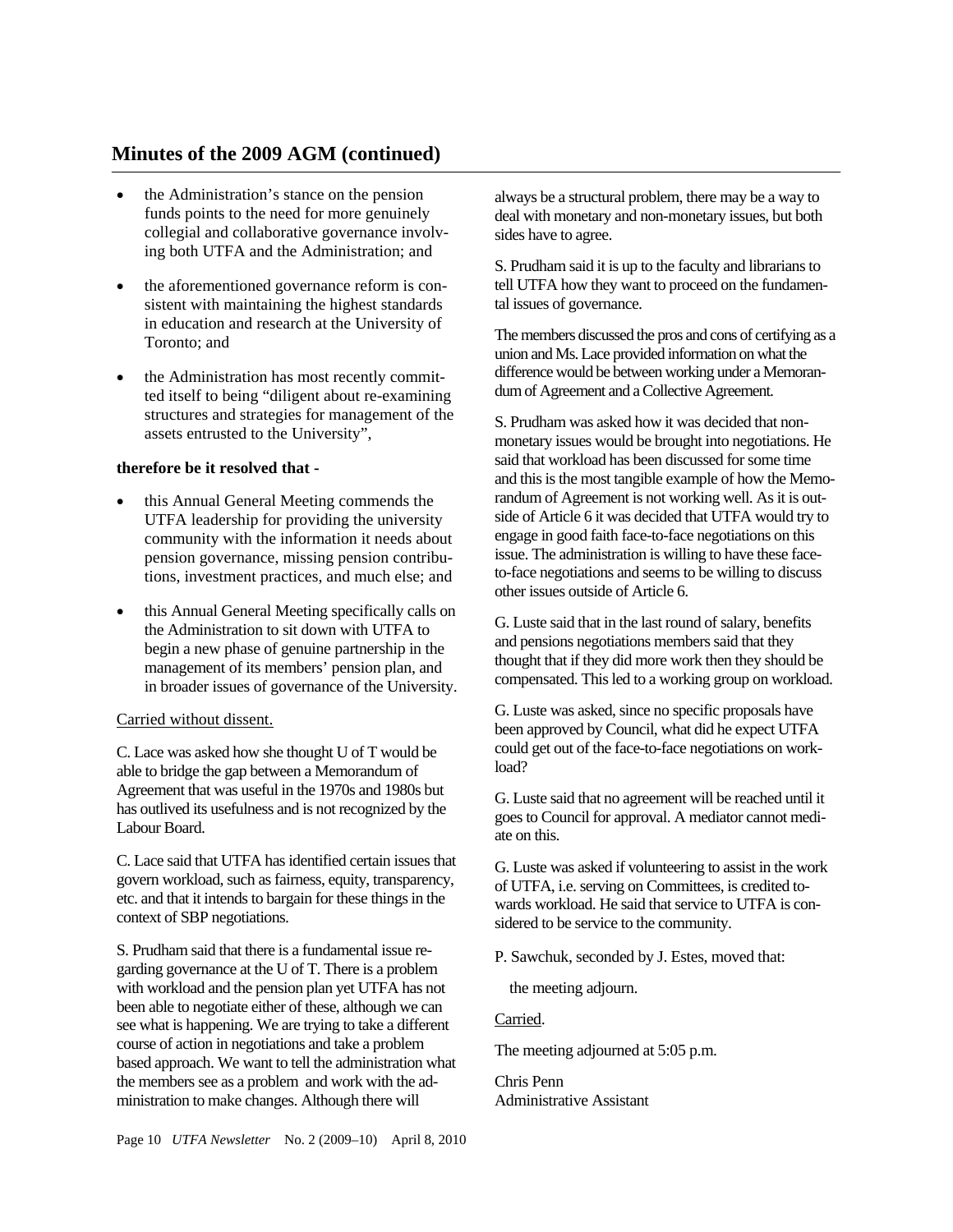## Minutes of the 2009 AGM (continued)

- the Administration's stance on the pension funds points to the need for more genuinely collegial and collaborative governance involving both UTFA and the Administration; and
- the aforementioned governance reform is consistent with maintaining the highest standards in education and research at the University of Toronto; and
- the Administration has most recently committed itself to being "diligent about re-examining structures and strategies for management of the assets entrusted to the University",

**therefore be it resolved that -**

- this Annual General Meeting commends the UTFA leadership for providing the university community with the information it needs about pension governance, missing pension contributions, investment practices, and much else; and
- this Annual General Meeting specifically calls on the Administration to sit down with UTFA to begin a new phase of genuine partnership in the management of its members' pension plan, and in broader issues of governance of the University.

Carried without dissent.

C. Lace was asked how she thought U of T would be able to bridge the gap between a Memorandum of Agreement that was useful in the 1970s and 1980s but has outlived its usefulness and is not recognized by the Labour Board.

C. Lace said that UTFA has identified certain issues that govern workload, such as fairness, equity, transparency, etc. and that it intends to bargain for these things in the context of SBP negotiations.

S. Prudham said that there is a fundamental issue regarding governance at the U of T. There is a problem with workload and the pension plan yet UTFA has not been able to negotiate either of these, although we can see what is happening. We are trying to take a different course of action in negotiations and take a problem based approach. We want to tell the administration what the members see as a problem and work with the administration to make changes. Although there will always be a structural problem, there may be a way to deal with monetary and non-monetary issues, but both sides have to agree.

S. Prudham said it is up to the faculty and librarians to tell UTFA how they want to proceed on the fundamental issues of governance.

The members discussed the pros and cons of certifying as a union and Ms. Lace provided information on what the difference would be between working under a Memorandum of Agreement and a Collective Agreement.

S. Prudham was asked how it was decided that non-monetary issues would be brought into negotiations. He said that workload has been discussed for some time and this is the most tangible example of how the Memorandum of Agreement is not working well. As it is outside of Article 6 it was decided that UTFA would try to engage in good faith face-to-face negotiations on this issue. The administration is willing to have these face-to-face negotiations and seems to be willing to discuss other issues outside of Article 6.

G. Luste said that in the last round of salary, benefits and pensions negotiations members said that they thought that if they did more work then they should be compensated. This led to a working group on workload.

G. Luste was asked, since no specific proposals have been approved by Council, what did he expect UTFA could get out of the face-to-face negotiations on workload?

G. Luste said that no agreement will be reached until it goes to Council for approval. A mediator cannot mediate on this.

G. Luste was asked if volunteering to assist in the work of UTFA, i.e. serving on Committees, is credited towards workload. He said that service to UTFA is considered to be service to the community.

P. Sawchuk, seconded by J. Estes, moved that:

the meeting adjourn.

Carried.

The meeting adjourned at 5:05 p.m.

Chris Penn
Administrative Assistant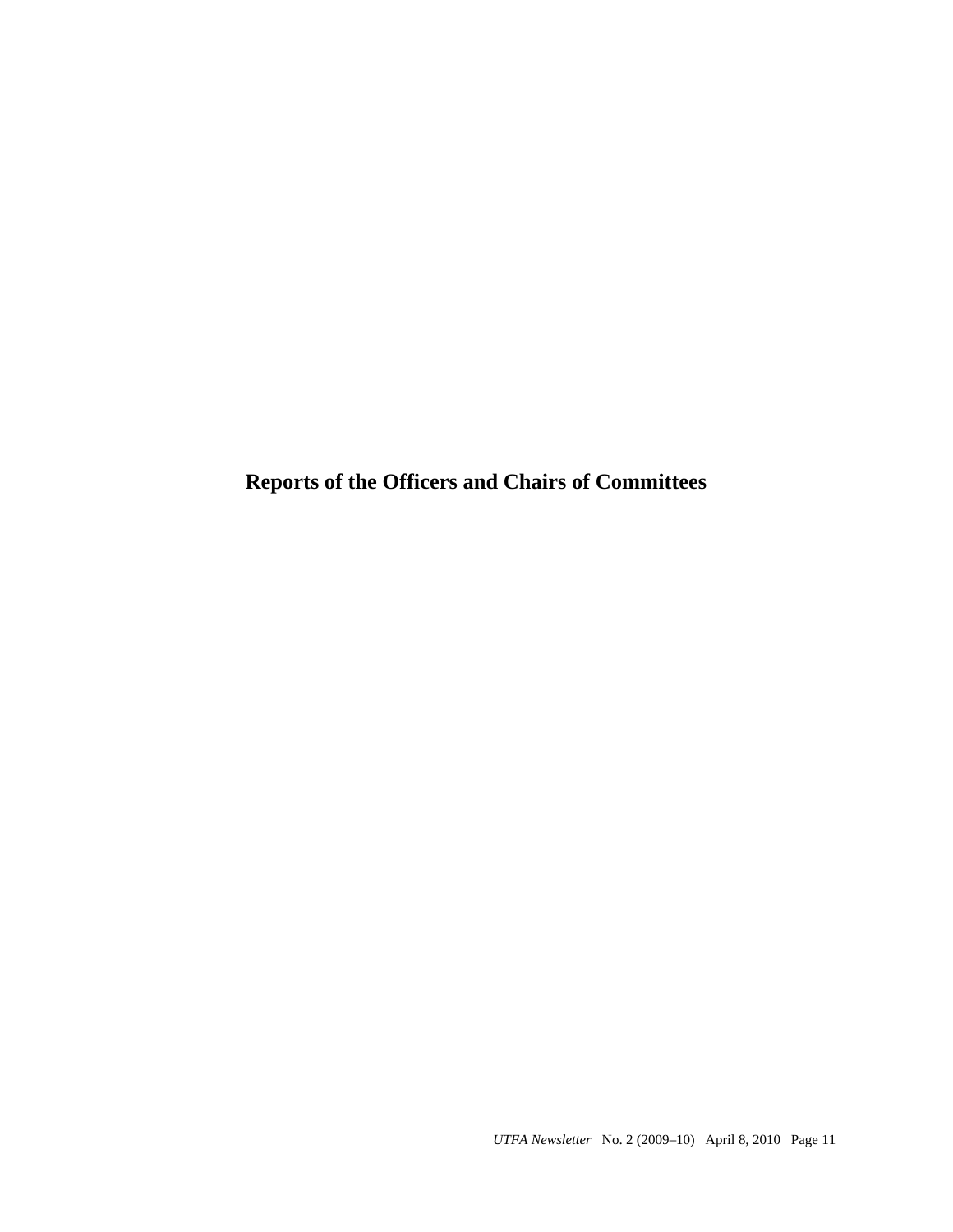# Reports of the Officers and Chairs of Committees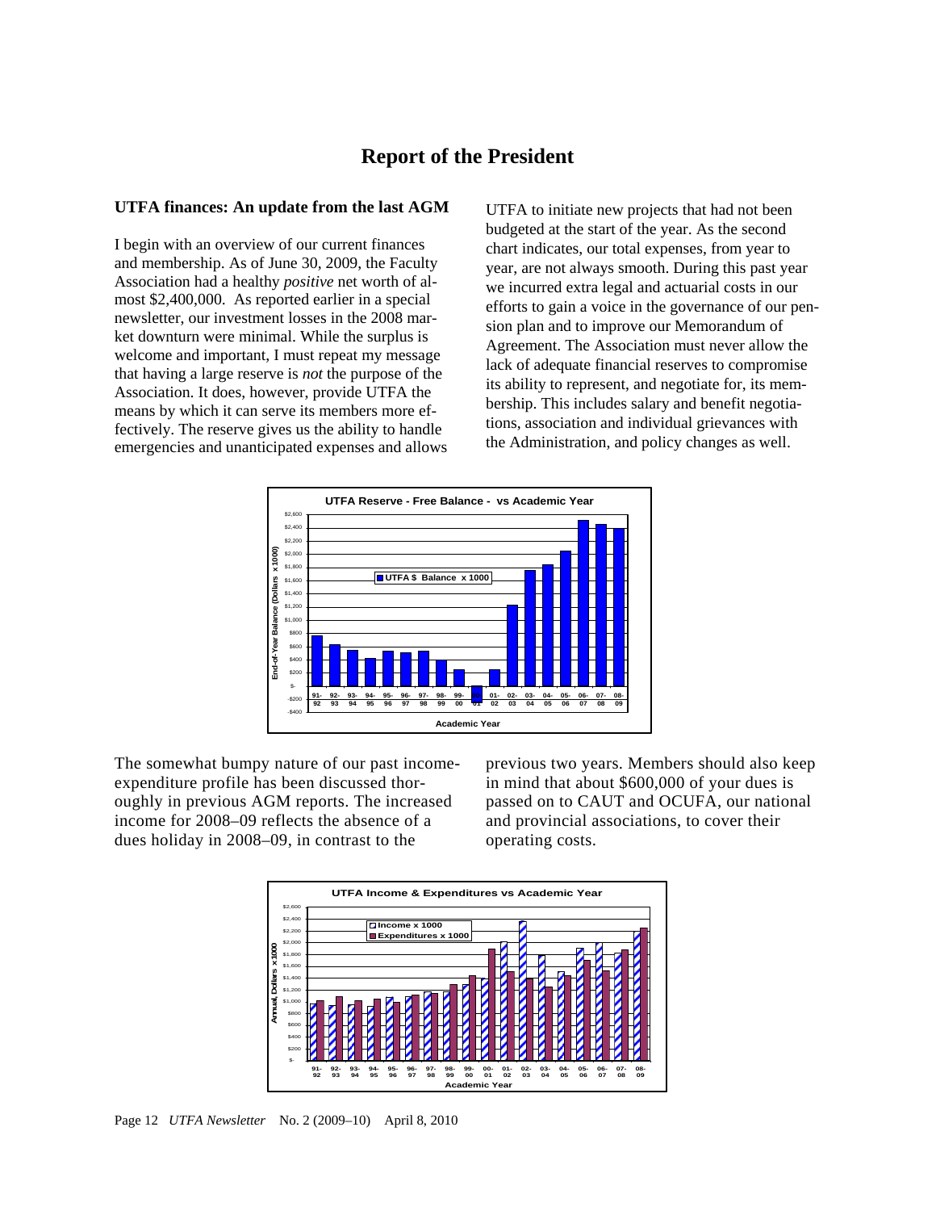# Report of the President

## UTFA finances: An update from the last AGM

I begin with an overview of our current finances and membership. As of June 30, 2009, the Faculty Association had a healthy *positive* net worth of almost $2,400,000. As reported earlier in a special newsletter, our investment losses in the 2008 market downturn were minimal. While the surplus is welcome and important, I must repeat my message that having a large reserve is *not* the purpose of the Association. It does, however, provide UTFA the means by which it can serve its members more effectively. The reserve gives us the ability to handle emergencies and unanticipated expenses and allows UTFA to initiate new projects that had not been budgeted at the start of the year. As the second chart indicates, our total expenses, from year to year, are not always smooth. During this past year we incurred extra legal and actuarial costs in our efforts to gain a voice in the governance of our pension plan and to improve our Memorandum of Agreement. The Association must never allow the lack of adequate financial reserves to compromise its ability to represent, and negotiate for, its membership. This includes salary and benefit negotiations, association and individual grievances with the Administration, and policy changes as well.

The somewhat bumpy nature of our past income-expenditure profile has been discussed thoroughly in previous AGM reports. The increased income for 2008–09 reflects the absence of a dues holiday in 2008–09, in contrast to the previous two years. Members should also keep in mind that about $600,000 of your dues is passed on to CAUT and OCUFA, our national and provincial associations, to cover their operating costs.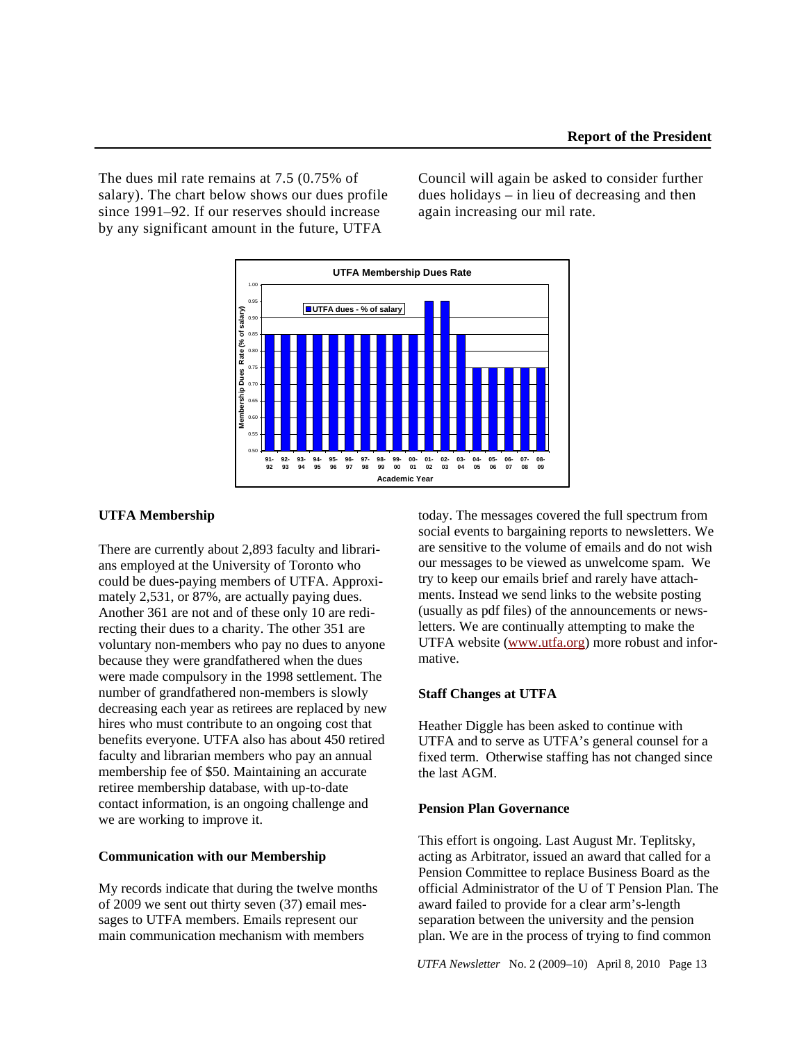The dues mil rate remains at 7.5 (0.75% of salary). The chart below shows our dues profile since 1991–92. If our reserves should increase by any significant amount in the future, UTFA Council will again be asked to consider further dues holidays – in lieu of decreasing and then again increasing our mil rate.

### UTFA Membership

There are currently about 2,893 faculty and librarians employed at the University of Toronto who could be dues-paying members of UTFA. Approximately 2,531, or 87%, are actually paying dues. Another 361 are not and of these only 10 are redirecting their dues to a charity. The other 351 are voluntary non-members who pay no dues to anyone because they were grandfathered when the dues were made compulsory in the 1998 settlement. The number of grandfathered non-members is slowly decreasing each year as retirees are replaced by new hires who must contribute to an ongoing cost that benefits everyone. UTFA also has about 450 retired faculty and librarian members who pay an annual membership fee of $50. Maintaining an accurate retiree membership database, with up-to-date contact information, is an ongoing challenge and we are working to improve it.

### Communication with our Membership

My records indicate that during the twelve months of 2009 we sent out thirty seven (37) email messages to UTFA members. Emails represent our main communication mechanism with members today. The messages covered the full spectrum from social events to bargaining reports to newsletters. We are sensitive to the volume of emails and do not wish our messages to be viewed as unwelcome spam. We try to keep our emails brief and rarely have attachments. Instead we send links to the website posting (usually as pdf files) of the announcements or newsletters. We are continually attempting to make the UTFA website (www.utfa.org) more robust and informative.

### Staff Changes at UTFA

Heather Diggle has been asked to continue with UTFA and to serve as UTFA's general counsel for a fixed term. Otherwise staffing has not changed since the last AGM.

### Pension Plan Governance

This effort is ongoing. Last August Mr. Teplitsky, acting as Arbitrator, issued an award that called for a Pension Committee to replace Business Board as the official Administrator of the U of T Pension Plan. The award failed to provide for a clear arm's-length separation between the university and the pension plan. We are in the process of trying to find common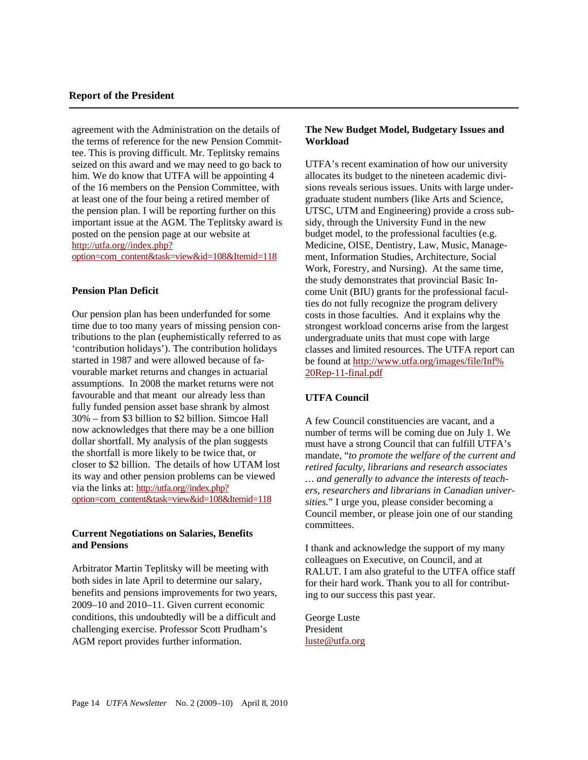agreement with the Administration on the details of the terms of reference for the new Pension Committee. This is proving difficult. Mr. Teplitsky remains seized on this award and we may need to go back to him. We do know that UTFA will be appointing 4 of the 16 members on the Pension Committee, with at least one of the four being a retired member of the pension plan. I will be reporting further on this important issue at the AGM. The Teplitsky award is posted on the pension page at our website at http://utfa.org//index.php?option=com_content&task=view&id=108&Itemid=118

**Pension Plan Deficit**

Our pension plan has been underfunded for some time due to too many years of missing pension contributions to the plan (euphemistically referred to as 'contribution holidays'). The contribution holidays started in 1987 and were allowed because of favourable market returns and changes in actuarial assumptions. In 2008 the market returns were not favourable and that meant our already less than fully funded pension asset base shrank by almost 30% – from $3 billion to $2 billion. Simcoe Hall now acknowledges that there may be a one billion dollar shortfall. My analysis of the plan suggests the shortfall is more likely to be twice that, or closer to $2 billion. The details of how UTAM lost its way and other pension problems can be viewed via the links at: http://utfa.org//index.php?option=com_content&task=view&id=108&Itemid=118

**Current Negotiations on Salaries, Benefits and Pensions**

Arbitrator Martin Teplitsky will be meeting with both sides in late April to determine our salary, benefits and pensions improvements for two years, 2009–10 and 2010–11. Given current economic conditions, this undoubtedly will be a difficult and challenging exercise. Professor Scott Prudham's AGM report provides further information.

**The New Budget Model, Budgetary Issues and Workload**

UTFA's recent examination of how our university allocates its budget to the nineteen academic divisions reveals serious issues. Units with large undergraduate student numbers (like Arts and Science, UTSC, UTM and Engineering) provide a cross subsidy, through the University Fund in the new budget model, to the professional faculties (e.g. Medicine, OISE, Dentistry, Law, Music, Management, Information Studies, Architecture, Social Work, Forestry, and Nursing). At the same time, the study demonstrates that provincial Basic Income Unit (BIU) grants for the professional faculties do not fully recognize the program delivery costs in those faculties. And it explains why the strongest workload concerns arise from the largest undergraduate units that must cope with large classes and limited resources. The UTFA report can be found at http://www.utfa.org/images/file/Inf%20Rep-11-final.pdf

**UTFA Council**

A few Council constituencies are vacant, and a number of terms will be coming due on July 1. We must have a strong Council that can fulfill UTFA's mandate, "*to promote the welfare of the current and retired faculty, librarians and research associates … and generally to advance the interests of teachers, researchers and librarians in Canadian universities.*" I urge you, please consider becoming a Council member, or please join one of our standing committees.

I thank and acknowledge the support of my many colleagues on Executive, on Council, and at RALUT. I am also grateful to the UTFA office staff for their hard work. Thank you to all for contributing to our success this past year.

George Luste
President
luste@utfa.org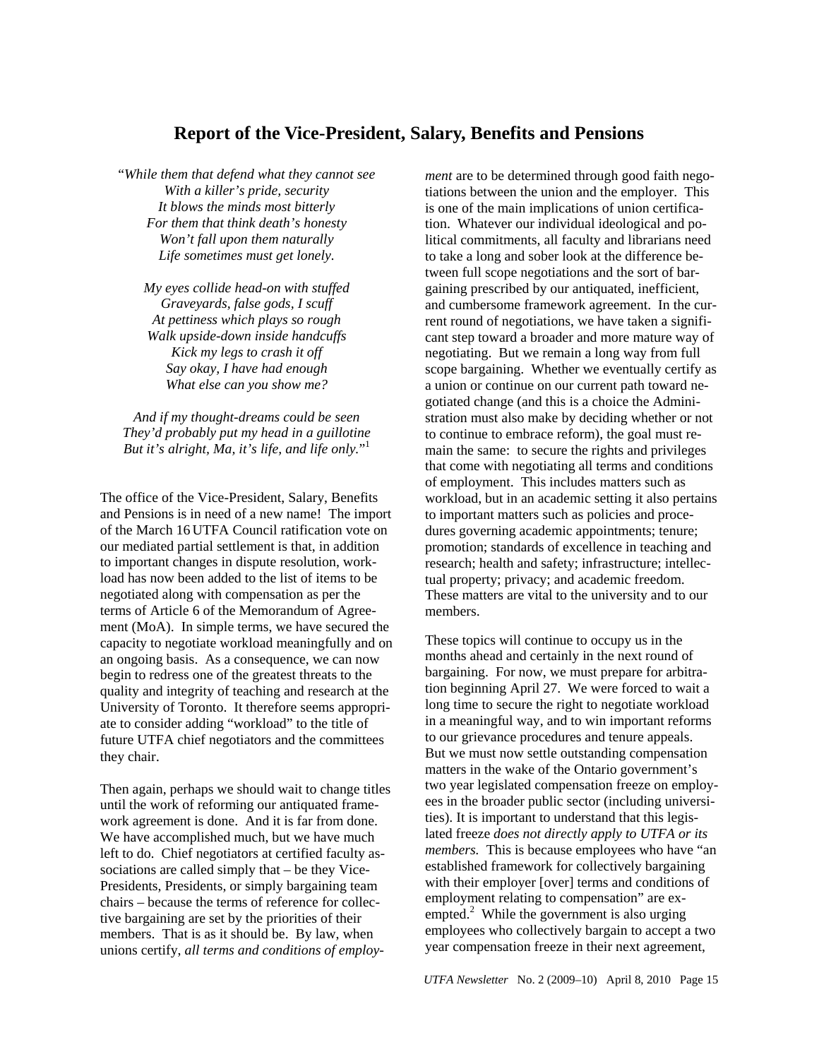# Report of the Vice-President, Salary, Benefits and Pensions

"*While them that defend what they cannot see*
*With a killer's pride, security*
*It blows the minds most bitterly*
*For them that think death's honesty*
*Won't fall upon them naturally*
*Life sometimes must get lonely.*

*My eyes collide head-on with stuffed*
*Graveyards, false gods, I scuff*
*At pettiness which plays so rough*
*Walk upside-down inside handcuffs*
*Kick my legs to crash it off*
*Say okay, I have had enough*
*What else can you show me?*

*And if my thought-dreams could be seen*
*They'd probably put my head in a guillotine*
*But it's alright, Ma, it's life, and life only.*"[1]

The office of the Vice-President, Salary, Benefits and Pensions is in need of a new name! The import of the March 16 UTFA Council ratification vote on our mediated partial settlement is that, in addition to important changes in dispute resolution, workload has now been added to the list of items to be negotiated along with compensation as per the terms of Article 6 of the Memorandum of Agreement (MoA). In simple terms, we have secured the capacity to negotiate workload meaningfully and on an ongoing basis. As a consequence, we can now begin to redress one of the greatest threats to the quality and integrity of teaching and research at the University of Toronto. It therefore seems appropriate to consider adding "workload" to the title of future UTFA chief negotiators and the committees they chair.

Then again, perhaps we should wait to change titles until the work of reforming our antiquated framework agreement is done. And it is far from done. We have accomplished much, but we have much left to do. Chief negotiators at certified faculty associations are called simply that – be they Vice-Presidents, Presidents, or simply bargaining team chairs – because the terms of reference for collective bargaining are set by the priorities of their members. That is as it should be. By law, when unions certify, *all terms and conditions of employment* are to be determined through good faith negotiations between the union and the employer. This is one of the main implications of union certification. Whatever our individual ideological and political commitments, all faculty and librarians need to take a long and sober look at the difference between full scope negotiations and the sort of bargaining prescribed by our antiquated, inefficient, and cumbersome framework agreement. In the current round of negotiations, we have taken a significant step toward a broader and more mature way of negotiating. But we remain a long way from full scope bargaining. Whether we eventually certify as a union or continue on our current path toward negotiated change (and this is a choice the Administration must also make by deciding whether or not to continue to embrace reform), the goal must remain the same: to secure the rights and privileges that come with negotiating all terms and conditions of employment. This includes matters such as workload, but in an academic setting it also pertains to important matters such as policies and procedures governing academic appointments; tenure; promotion; standards of excellence in teaching and research; health and safety; infrastructure; intellectual property; privacy; and academic freedom. These matters are vital to the university and to our members.

These topics will continue to occupy us in the months ahead and certainly in the next round of bargaining. For now, we must prepare for arbitration beginning April 27. We were forced to wait a long time to secure the right to negotiate workload in a meaningful way, and to win important reforms to our grievance procedures and tenure appeals. But we must now settle outstanding compensation matters in the wake of the Ontario government's two year legislated compensation freeze on employees in the broader public sector (including universities). It is important to understand that this legislated freeze *does not directly apply to UTFA or its members.* This is because employees who have "an established framework for collectively bargaining with their employer [over] terms and conditions of employment relating to compensation" are exempted.[2] While the government is also urging employees who collectively bargain to accept a two year compensation freeze in their next agreement,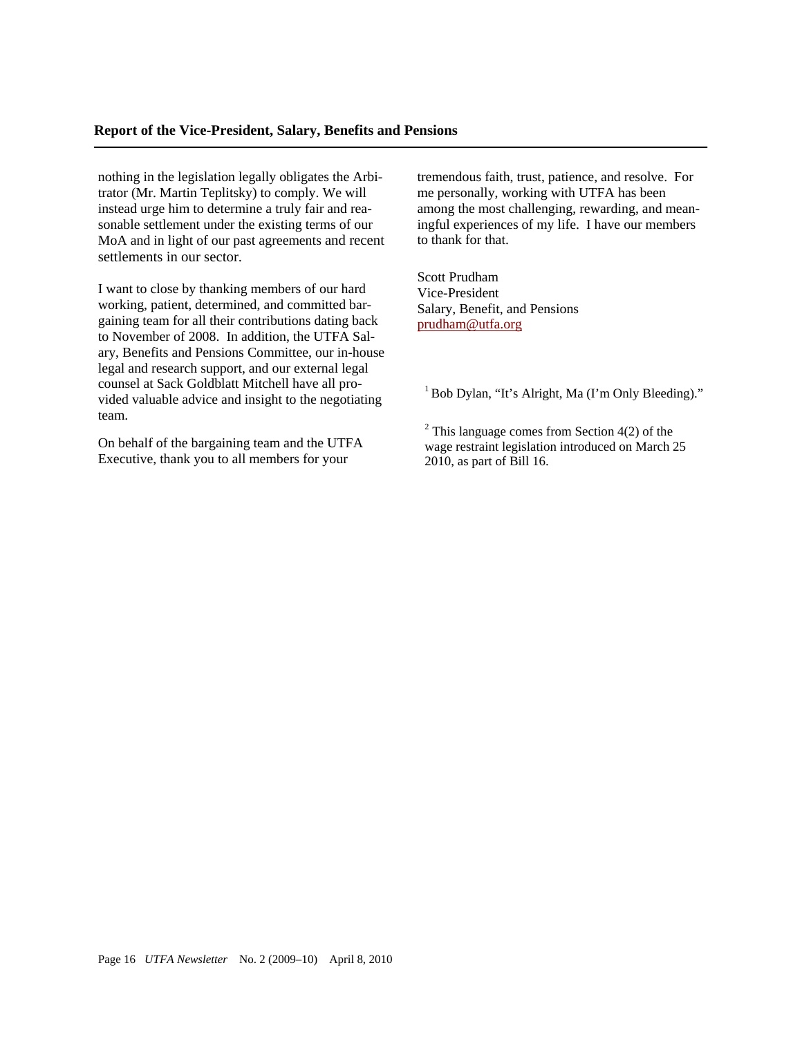nothing in the legislation legally obligates the Arbitrator (Mr. Martin Teplitsky) to comply. We will instead urge him to determine a truly fair and reasonable settlement under the existing terms of our MoA and in light of our past agreements and recent settlements in our sector.

I want to close by thanking members of our hard working, patient, determined, and committed bargaining team for all their contributions dating back to November of 2008. In addition, the UTFA Salary, Benefits and Pensions Committee, our in-house legal and research support, and our external legal counsel at Sack Goldblatt Mitchell have all provided valuable advice and insight to the negotiating team.

On behalf of the bargaining team and the UTFA Executive, thank you to all members for your tremendous faith, trust, patience, and resolve. For me personally, working with UTFA has been among the most challenging, rewarding, and meaningful experiences of my life. I have our members to thank for that.

Scott Prudham
Vice-President
Salary, Benefit, and Pensions
prudham@utfa.org

[1] Bob Dylan, "It's Alright, Ma (I'm Only Bleeding)."

[2] This language comes from Section 4(2) of the wage restraint legislation introduced on March 25 2010, as part of Bill 16.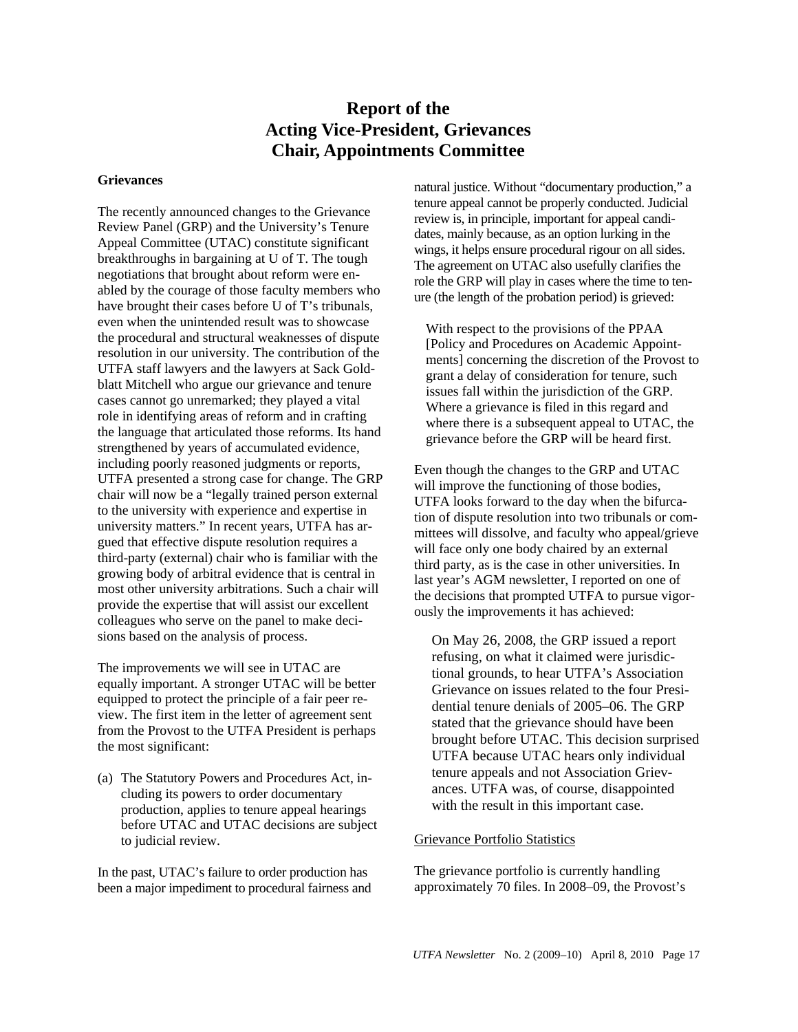# Report of the Acting Vice-President, Grievances Chair, Appointments Committee

**Grievances**

The recently announced changes to the Grievance Review Panel (GRP) and the University's Tenure Appeal Committee (UTAC) constitute significant breakthroughs in bargaining at U of T. The tough negotiations that brought about reform were enabled by the courage of those faculty members who have brought their cases before U of T's tribunals, even when the unintended result was to showcase the procedural and structural weaknesses of dispute resolution in our university. The contribution of the UTFA staff lawyers and the lawyers at Sack Goldblatt Mitchell who argue our grievance and tenure cases cannot go unremarked; they played a vital role in identifying areas of reform and in crafting the language that articulated those reforms. Its hand strengthened by years of accumulated evidence, including poorly reasoned judgments or reports, UTFA presented a strong case for change. The GRP chair will now be a "legally trained person external to the university with experience and expertise in university matters." In recent years, UTFA has argued that effective dispute resolution requires a third-party (external) chair who is familiar with the growing body of arbitral evidence that is central in most other university arbitrations. Such a chair will provide the expertise that will assist our excellent colleagues who serve on the panel to make decisions based on the analysis of process.

The improvements we will see in UTAC are equally important. A stronger UTAC will be better equipped to protect the principle of a fair peer review. The first item in the letter of agreement sent from the Provost to the UTFA President is perhaps the most significant:

(a) The Statutory Powers and Procedures Act, including its powers to order documentary production, applies to tenure appeal hearings before UTAC and UTAC decisions are subject to judicial review.

In the past, UTAC's failure to order production has been a major impediment to procedural fairness and natural justice. Without "documentary production," a tenure appeal cannot be properly conducted. Judicial review is, in principle, important for appeal candidates, mainly because, as an option lurking in the wings, it helps ensure procedural rigour on all sides. The agreement on UTAC also usefully clarifies the role the GRP will play in cases where the time to tenure (the length of the probation period) is grieved:

> With respect to the provisions of the PPAA [Policy and Procedures on Academic Appointments] concerning the discretion of the Provost to grant a delay of consideration for tenure, such issues fall within the jurisdiction of the GRP. Where a grievance is filed in this regard and where there is a subsequent appeal to UTAC, the grievance before the GRP will be heard first.

Even though the changes to the GRP and UTAC will improve the functioning of those bodies, UTFA looks forward to the day when the bifurcation of dispute resolution into two tribunals or committees will dissolve, and faculty who appeal/grieve will face only one body chaired by an external third party, as is the case in other universities. In last year's AGM newsletter, I reported on one of the decisions that prompted UTFA to pursue vigorously the improvements it has achieved:

> On May 26, 2008, the GRP issued a report refusing, on what it claimed were jurisdictional grounds, to hear UTFA's Association Grievance on issues related to the four Presidential tenure denials of 2005–06. The GRP stated that the grievance should have been brought before UTAC. This decision surprised UTFA because UTAC hears only individual tenure appeals and not Association Grievances. UTFA was, of course, disappointed with the result in this important case.

Grievance Portfolio Statistics

The grievance portfolio is currently handling approximately 70 files. In 2008–09, the Provost's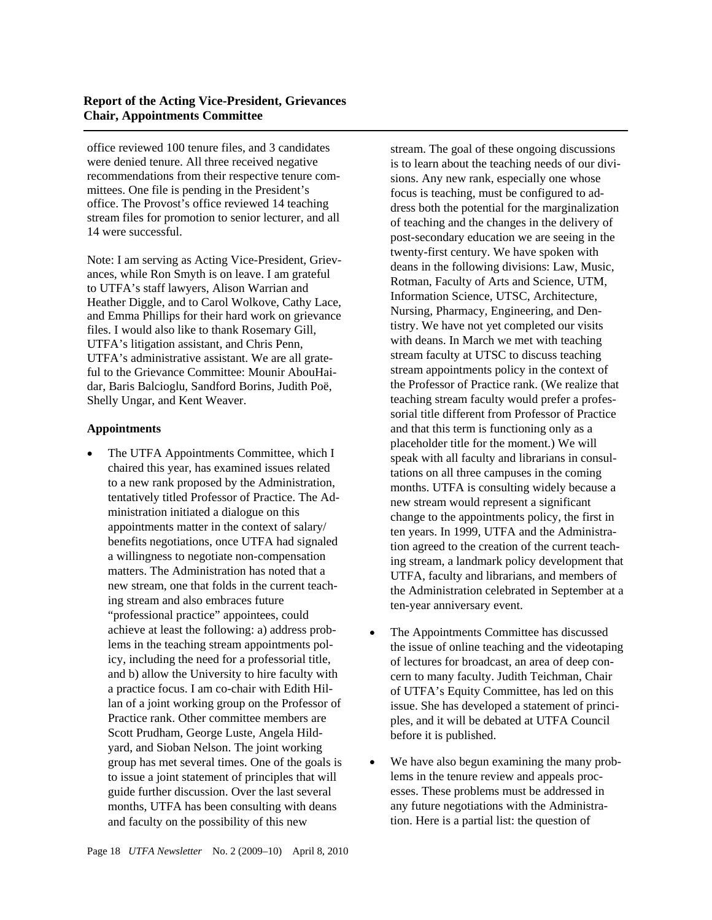## Report of the Acting Vice-President, Grievances Chair, Appointments Committee

office reviewed 100 tenure files, and 3 candidates were denied tenure. All three received negative recommendations from their respective tenure committees. One file is pending in the President's office. The Provost's office reviewed 14 teaching stream files for promotion to senior lecturer, and all 14 were successful.

Note: I am serving as Acting Vice-President, Grievances, while Ron Smyth is on leave. I am grateful to UTFA's staff lawyers, Alison Warrian and Heather Diggle, and to Carol Wolkove, Cathy Lace, and Emma Phillips for their hard work on grievance files. I would also like to thank Rosemary Gill, UTFA's litigation assistant, and Chris Penn, UTFA's administrative assistant. We are all grateful to the Grievance Committee: Mounir AbouHaidar, Baris Balcioglu, Sandford Borins, Judith Poë, Shelly Ungar, and Kent Weaver.

### Appointments

- The UTFA Appointments Committee, which I chaired this year, has examined issues related to a new rank proposed by the Administration, tentatively titled Professor of Practice. The Administration initiated a dialogue on this appointments matter in the context of salary/benefits negotiations, once UTFA had signaled a willingness to negotiate non-compensation matters. The Administration has noted that a new stream, one that folds in the current teaching stream and also embraces future "professional practice" appointees, could achieve at least the following: a) address problems in the teaching stream appointments policy, including the need for a professorial title, and b) allow the University to hire faculty with a practice focus. I am co-chair with Edith Hillan of a joint working group on the Professor of Practice rank. Other committee members are Scott Prudham, George Luste, Angela Hildyard, and Sioban Nelson. The joint working group has met several times. One of the goals is to issue a joint statement of principles that will guide further discussion. Over the last several months, UTFA has been consulting with deans and faculty on the possibility of this new stream. The goal of these ongoing discussions is to learn about the teaching needs of our divisions. Any new rank, especially one whose focus is teaching, must be configured to address both the potential for the marginalization of teaching and the changes in the delivery of post-secondary education we are seeing in the twenty-first century. We have spoken with deans in the following divisions: Law, Music, Rotman, Faculty of Arts and Science, UTM, Information Science, UTSC, Architecture, Nursing, Pharmacy, Engineering, and Dentistry. We have not yet completed our visits with deans. In March we met with teaching stream faculty at UTSC to discuss teaching stream appointments policy in the context of the Professor of Practice rank. (We realize that teaching stream faculty would prefer a professorial title different from Professor of Practice and that this term is functioning only as a placeholder title for the moment.) We will speak with all faculty and librarians in consultations on all three campuses in the coming months. UTFA is consulting widely because a new stream would represent a significant change to the appointments policy, the first in ten years. In 1999, UTFA and the Administration agreed to the creation of the current teaching stream, a landmark policy development that UTFA, faculty and librarians, and members of the Administration celebrated in September at a ten-year anniversary event.

- The Appointments Committee has discussed the issue of online teaching and the videotaping of lectures for broadcast, an area of deep concern to many faculty. Judith Teichman, Chair of UTFA's Equity Committee, has led on this issue. She has developed a statement of principles, and it will be debated at UTFA Council before it is published.

- We have also begun examining the many problems in the tenure review and appeals processes. These problems must be addressed in any future negotiations with the Administration. Here is a partial list: the question of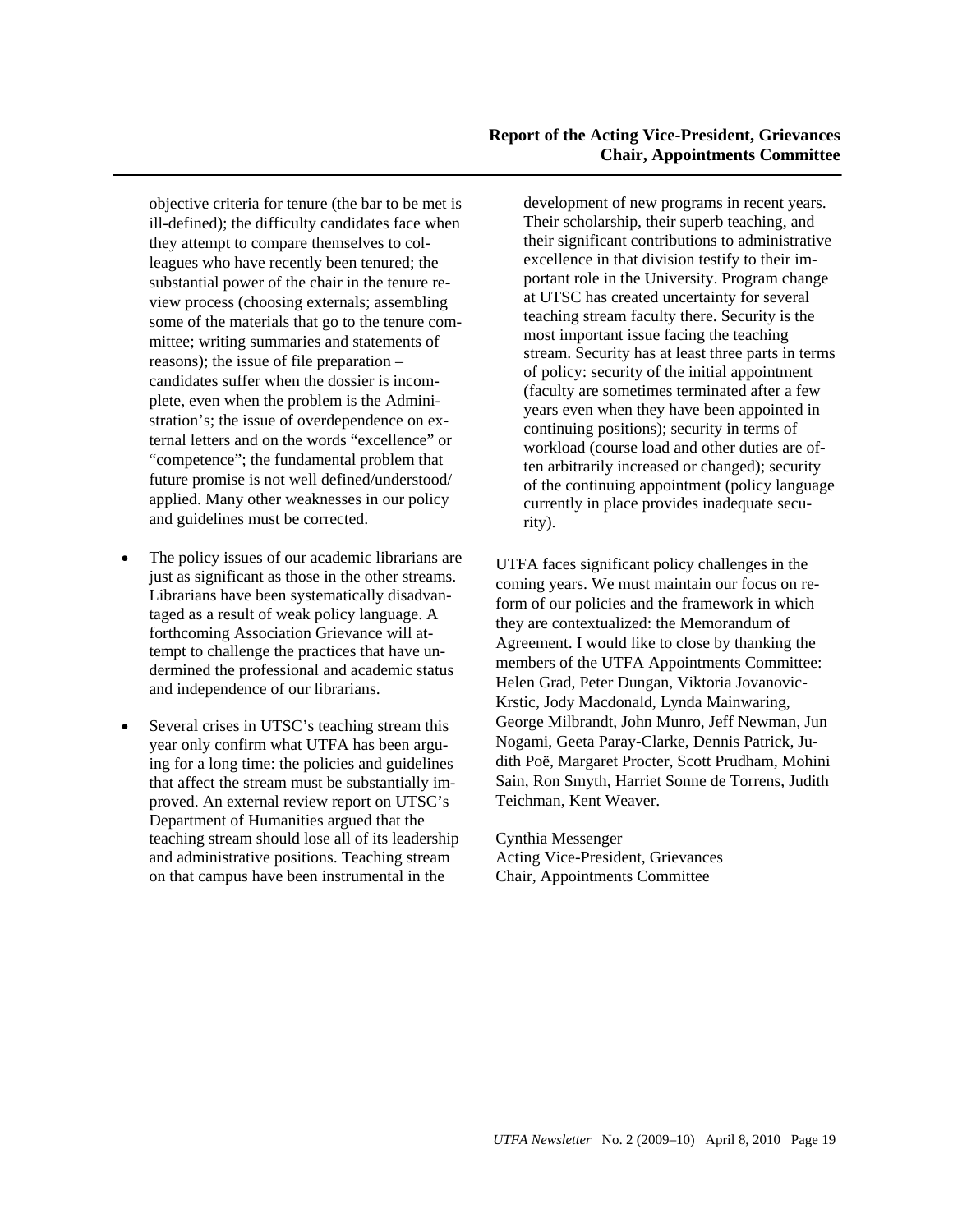objective criteria for tenure (the bar to be met is ill-defined); the difficulty candidates face when they attempt to compare themselves to colleagues who have recently been tenured; the substantial power of the chair in the tenure review process (choosing externals; assembling some of the materials that go to the tenure committee; writing summaries and statements of reasons); the issue of file preparation – candidates suffer when the dossier is incomplete, even when the problem is the Administration's; the issue of overdependence on external letters and on the words "excellence" or "competence"; the fundamental problem that future promise is not well defined/understood/applied. Many other weaknesses in our policy and guidelines must be corrected.

- The policy issues of our academic librarians are just as significant as those in the other streams. Librarians have been systematically disadvantaged as a result of weak policy language. A forthcoming Association Grievance will attempt to challenge the practices that have undermined the professional and academic status and independence of our librarians.

- Several crises in UTSC's teaching stream this year only confirm what UTFA has been arguing for a long time: the policies and guidelines that affect the stream must be substantially improved. An external review report on UTSC's Department of Humanities argued that the teaching stream should lose all of its leadership and administrative positions. Teaching stream on that campus have been instrumental in the development of new programs in recent years. Their scholarship, their superb teaching, and their significant contributions to administrative excellence in that division testify to their important role in the University. Program change at UTSC has created uncertainty for several teaching stream faculty there. Security is the most important issue facing the teaching stream. Security has at least three parts in terms of policy: security of the initial appointment (faculty are sometimes terminated after a few years even when they have been appointed in continuing positions); security in terms of workload (course load and other duties are often arbitrarily increased or changed); security of the continuing appointment (policy language currently in place provides inadequate security).

UTFA faces significant policy challenges in the coming years. We must maintain our focus on reform of our policies and the framework in which they are contextualized: the Memorandum of Agreement. I would like to close by thanking the members of the UTFA Appointments Committee: Helen Grad, Peter Dungan, Viktoria Jovanovic-Krstic, Jody Macdonald, Lynda Mainwaring, George Milbrandt, John Munro, Jeff Newman, Jun Nogami, Geeta Paray-Clarke, Dennis Patrick, Judith Poë, Margaret Procter, Scott Prudham, Mohini Sain, Ron Smyth, Harriet Sonne de Torrens, Judith Teichman, Kent Weaver.

Cynthia Messenger
Acting Vice-President, Grievances
Chair, Appointments Committee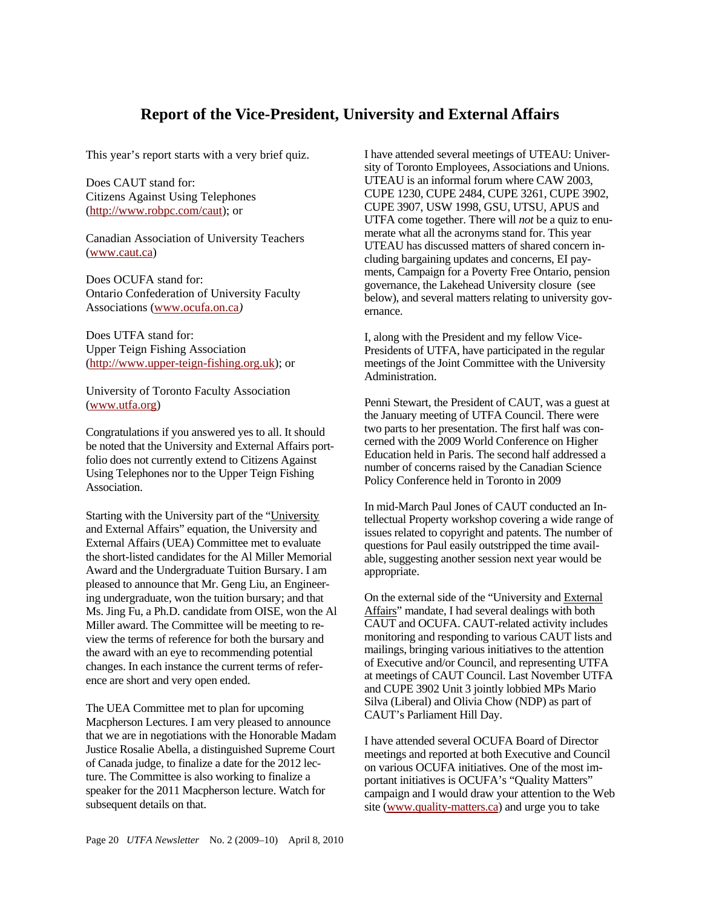# Report of the Vice-President, University and External Affairs

This year's report starts with a very brief quiz.

Does CAUT stand for:
Citizens Against Using Telephones (http://www.robpc.com/caut); or

Canadian Association of University Teachers (www.caut.ca)

Does OCUFA stand for:
Ontario Confederation of University Faculty Associations (www.ocufa.on.ca)

Does UTFA stand for:
Upper Teign Fishing Association (http://www.upper-teign-fishing.org.uk); or

University of Toronto Faculty Association (www.utfa.org)

Congratulations if you answered yes to all. It should be noted that the University and External Affairs portfolio does not currently extend to Citizens Against Using Telephones nor to the Upper Teign Fishing Association.

Starting with the University part of the "University and External Affairs" equation, the University and External Affairs (UEA) Committee met to evaluate the short-listed candidates for the Al Miller Memorial Award and the Undergraduate Tuition Bursary. I am pleased to announce that Mr. Geng Liu, an Engineering undergraduate, won the tuition bursary; and that Ms. Jing Fu, a Ph.D. candidate from OISE, won the Al Miller award. The Committee will be meeting to review the terms of reference for both the bursary and the award with an eye to recommending potential changes. In each instance the current terms of reference are short and very open ended.

The UEA Committee met to plan for upcoming Macpherson Lectures. I am very pleased to announce that we are in negotiations with the Honorable Madam Justice Rosalie Abella, a distinguished Supreme Court of Canada judge, to finalize a date for the 2012 lecture. The Committee is also working to finalize a speaker for the 2011 Macpherson lecture. Watch for subsequent details on that.

I have attended several meetings of UTEAU: University of Toronto Employees, Associations and Unions. UTEAU is an informal forum where CAW 2003, CUPE 1230, CUPE 2484, CUPE 3261, CUPE 3902, CUPE 3907, USW 1998, GSU, UTSU, APUS and UTFA come together. There will *not* be a quiz to enumerate what all the acronyms stand for. This year UTEAU has discussed matters of shared concern including bargaining updates and concerns, EI payments, Campaign for a Poverty Free Ontario, pension governance, the Lakehead University closure (see below), and several matters relating to university governance.

I, along with the President and my fellow Vice-Presidents of UTFA, have participated in the regular meetings of the Joint Committee with the University Administration.

Penni Stewart, the President of CAUT, was a guest at the January meeting of UTFA Council. There were two parts to her presentation. The first half was concerned with the 2009 World Conference on Higher Education held in Paris. The second half addressed a number of concerns raised by the Canadian Science Policy Conference held in Toronto in 2009

In mid-March Paul Jones of CAUT conducted an Intellectual Property workshop covering a wide range of issues related to copyright and patents. The number of questions for Paul easily outstripped the time available, suggesting another session next year would be appropriate.

On the external side of the "University and External Affairs" mandate, I had several dealings with both CAUT and OCUFA. CAUT-related activity includes monitoring and responding to various CAUT lists and mailings, bringing various initiatives to the attention of Executive and/or Council, and representing UTFA at meetings of CAUT Council. Last November UTFA and CUPE 3902 Unit 3 jointly lobbied MPs Mario Silva (Liberal) and Olivia Chow (NDP) as part of CAUT's Parliament Hill Day.

I have attended several OCUFA Board of Director meetings and reported at both Executive and Council on various OCUFA initiatives. One of the most important initiatives is OCUFA's "Quality Matters" campaign and I would draw your attention to the Web site (www.quality-matters.ca) and urge you to take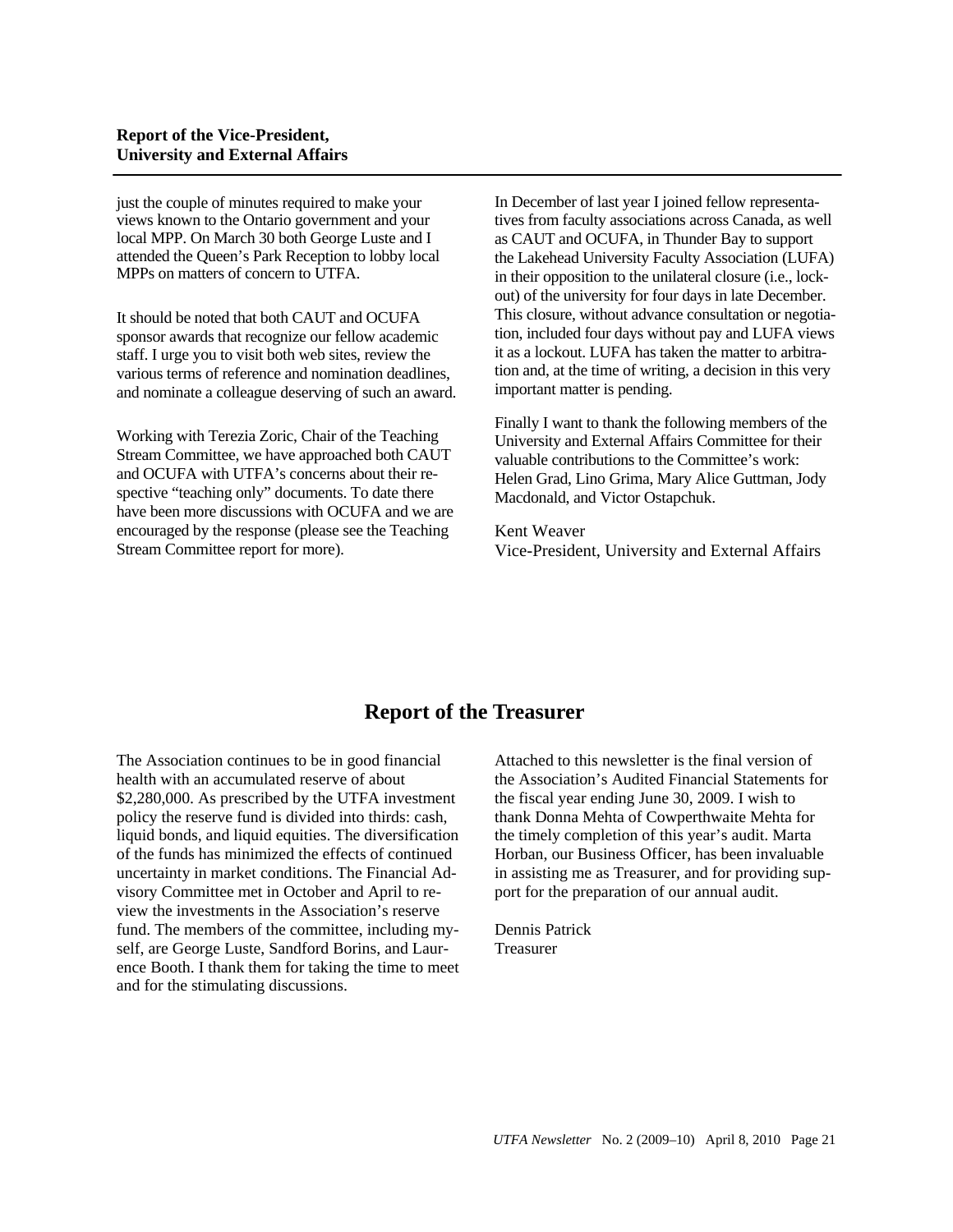## Report of the Vice-President, University and External Affairs

just the couple of minutes required to make your views known to the Ontario government and your local MPP. On March 30 both George Luste and I attended the Queen's Park Reception to lobby local MPPs on matters of concern to UTFA.

It should be noted that both CAUT and OCUFA sponsor awards that recognize our fellow academic staff. I urge you to visit both web sites, review the various terms of reference and nomination deadlines, and nominate a colleague deserving of such an award.

Working with Terezia Zoric, Chair of the Teaching Stream Committee, we have approached both CAUT and OCUFA with UTFA's concerns about their respective "teaching only" documents. To date there have been more discussions with OCUFA and we are encouraged by the response (please see the Teaching Stream Committee report for more).

In December of last year I joined fellow representatives from faculty associations across Canada, as well as CAUT and OCUFA, in Thunder Bay to support the Lakehead University Faculty Association (LUFA) in their opposition to the unilateral closure (i.e., lockout) of the university for four days in late December. This closure, without advance consultation or negotiation, included four days without pay and LUFA views it as a lockout. LUFA has taken the matter to arbitration and, at the time of writing, a decision in this very important matter is pending.

Finally I want to thank the following members of the University and External Affairs Committee for their valuable contributions to the Committee's work: Helen Grad, Lino Grima, Mary Alice Guttman, Jody Macdonald, and Victor Ostapchuk.

Kent Weaver
Vice-President, University and External Affairs

# Report of the Treasurer

The Association continues to be in good financial health with an accumulated reserve of about $2,280,000. As prescribed by the UTFA investment policy the reserve fund is divided into thirds: cash, liquid bonds, and liquid equities. The diversification of the funds has minimized the effects of continued uncertainty in market conditions. The Financial Advisory Committee met in October and April to review the investments in the Association's reserve fund. The members of the committee, including myself, are George Luste, Sandford Borins, and Laurence Booth. I thank them for taking the time to meet and for the stimulating discussions.

Attached to this newsletter is the final version of the Association's Audited Financial Statements for the fiscal year ending June 30, 2009. I wish to thank Donna Mehta of Cowperthwaite Mehta for the timely completion of this year's audit. Marta Horban, our Business Officer, has been invaluable in assisting me as Treasurer, and for providing support for the preparation of our annual audit.

Dennis Patrick
Treasurer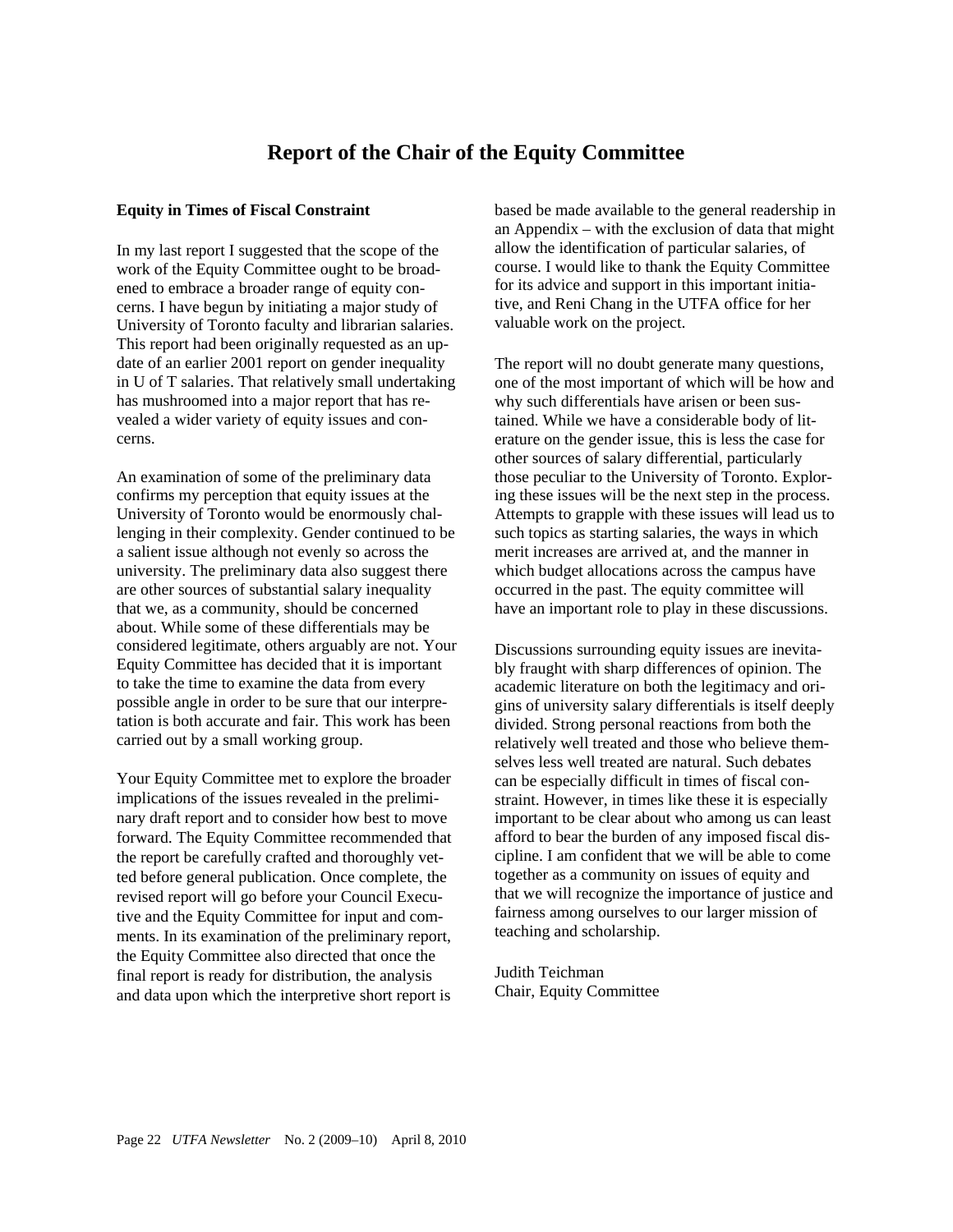# Report of the Chair of the Equity Committee

**Equity in Times of Fiscal Constraint**

In my last report I suggested that the scope of the work of the Equity Committee ought to be broadened to embrace a broader range of equity concerns. I have begun by initiating a major study of University of Toronto faculty and librarian salaries. This report had been originally requested as an update of an earlier 2001 report on gender inequality in U of T salaries. That relatively small undertaking has mushroomed into a major report that has revealed a wider variety of equity issues and concerns.

An examination of some of the preliminary data confirms my perception that equity issues at the University of Toronto would be enormously challenging in their complexity. Gender continued to be a salient issue although not evenly so across the university. The preliminary data also suggest there are other sources of substantial salary inequality that we, as a community, should be concerned about. While some of these differentials may be considered legitimate, others arguably are not. Your Equity Committee has decided that it is important to take the time to examine the data from every possible angle in order to be sure that our interpretation is both accurate and fair. This work has been carried out by a small working group.

Your Equity Committee met to explore the broader implications of the issues revealed in the preliminary draft report and to consider how best to move forward. The Equity Committee recommended that the report be carefully crafted and thoroughly vetted before general publication. Once complete, the revised report will go before your Council Executive and the Equity Committee for input and comments. In its examination of the preliminary report, the Equity Committee also directed that once the final report is ready for distribution, the analysis and data upon which the interpretive short report is based be made available to the general readership in an Appendix – with the exclusion of data that might allow the identification of particular salaries, of course. I would like to thank the Equity Committee for its advice and support in this important initiative, and Reni Chang in the UTFA office for her valuable work on the project.

The report will no doubt generate many questions, one of the most important of which will be how and why such differentials have arisen or been sustained. While we have a considerable body of literature on the gender issue, this is less the case for other sources of salary differential, particularly those peculiar to the University of Toronto. Exploring these issues will be the next step in the process. Attempts to grapple with these issues will lead us to such topics as starting salaries, the ways in which merit increases are arrived at, and the manner in which budget allocations across the campus have occurred in the past. The equity committee will have an important role to play in these discussions.

Discussions surrounding equity issues are inevitably fraught with sharp differences of opinion. The academic literature on both the legitimacy and origins of university salary differentials is itself deeply divided. Strong personal reactions from both the relatively well treated and those who believe themselves less well treated are natural. Such debates can be especially difficult in times of fiscal constraint. However, in times like these it is especially important to be clear about who among us can least afford to bear the burden of any imposed fiscal discipline. I am confident that we will be able to come together as a community on issues of equity and that we will recognize the importance of justice and fairness among ourselves to our larger mission of teaching and scholarship.

Judith Teichman
Chair, Equity Committee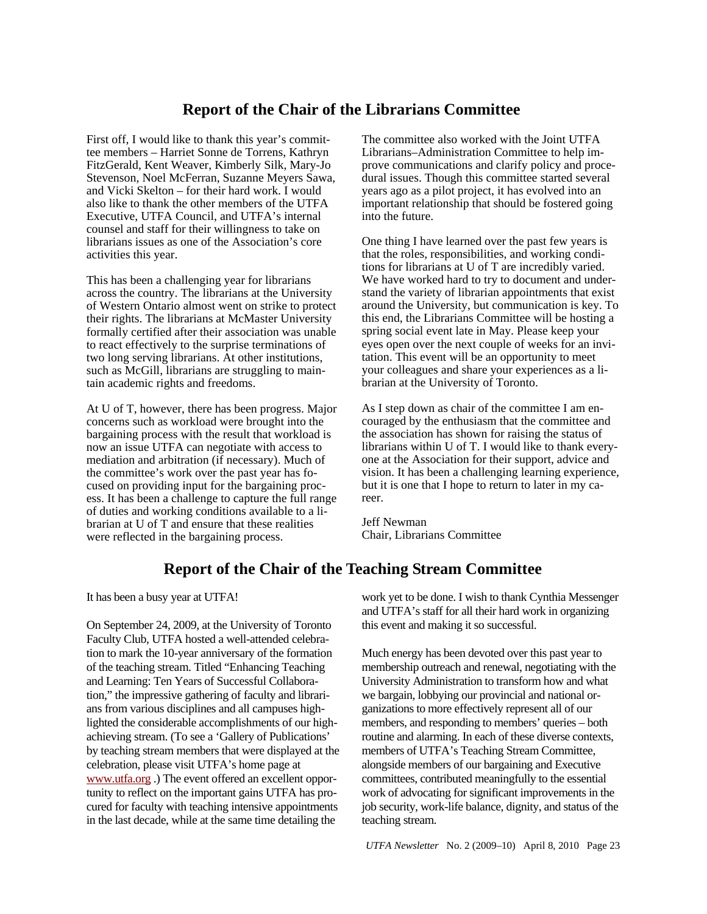## Report of the Chair of the Librarians Committee

First off, I would like to thank this year's committee members – Harriet Sonne de Torrens, Kathryn FitzGerald, Kent Weaver, Kimberly Silk, Mary-Jo Stevenson, Noel McFerran, Suzanne Meyers Sawa, and Vicki Skelton – for their hard work. I would also like to thank the other members of the UTFA Executive, UTFA Council, and UTFA's internal counsel and staff for their willingness to take on librarians issues as one of the Association's core activities this year.

This has been a challenging year for librarians across the country. The librarians at the University of Western Ontario almost went on strike to protect their rights. The librarians at McMaster University formally certified after their association was unable to react effectively to the surprise terminations of two long serving librarians. At other institutions, such as McGill, librarians are struggling to maintain academic rights and freedoms.

At U of T, however, there has been progress. Major concerns such as workload were brought into the bargaining process with the result that workload is now an issue UTFA can negotiate with access to mediation and arbitration (if necessary). Much of the committee's work over the past year has focused on providing input for the bargaining process. It has been a challenge to capture the full range of duties and working conditions available to a librarian at U of T and ensure that these realities were reflected in the bargaining process.

The committee also worked with the Joint UTFA Librarians–Administration Committee to help improve communications and clarify policy and procedural issues. Though this committee started several years ago as a pilot project, it has evolved into an important relationship that should be fostered going into the future.

One thing I have learned over the past few years is that the roles, responsibilities, and working conditions for librarians at U of T are incredibly varied. We have worked hard to try to document and understand the variety of librarian appointments that exist around the University, but communication is key. To this end, the Librarians Committee will be hosting a spring social event late in May. Please keep your eyes open over the next couple of weeks for an invitation. This event will be an opportunity to meet your colleagues and share your experiences as a librarian at the University of Toronto.

As I step down as chair of the committee I am encouraged by the enthusiasm that the committee and the association has shown for raising the status of librarians within U of T. I would like to thank everyone at the Association for their support, advice and vision. It has been a challenging learning experience, but it is one that I hope to return to later in my career.

Jeff Newman
Chair, Librarians Committee

## Report of the Chair of the Teaching Stream Committee

It has been a busy year at UTFA!

On September 24, 2009, at the University of Toronto Faculty Club, UTFA hosted a well-attended celebration to mark the 10-year anniversary of the formation of the teaching stream. Titled "Enhancing Teaching and Learning: Ten Years of Successful Collaboration," the impressive gathering of faculty and librarians from various disciplines and all campuses highlighted the considerable accomplishments of our high-achieving stream. (To see a 'Gallery of Publications' by teaching stream members that were displayed at the celebration, please visit UTFA's home page at www.utfa.org .) The event offered an excellent opportunity to reflect on the important gains UTFA has procured for faculty with teaching intensive appointments in the last decade, while at the same time detailing the work yet to be done. I wish to thank Cynthia Messenger and UTFA's staff for all their hard work in organizing this event and making it so successful.

Much energy has been devoted over this past year to membership outreach and renewal, negotiating with the University Administration to transform how and what we bargain, lobbying our provincial and national organizations to more effectively represent all of our members, and responding to members' queries – both routine and alarming. In each of these diverse contexts, members of UTFA's Teaching Stream Committee, alongside members of our bargaining and Executive committees, contributed meaningfully to the essential work of advocating for significant improvements in the job security, work-life balance, dignity, and status of the teaching stream.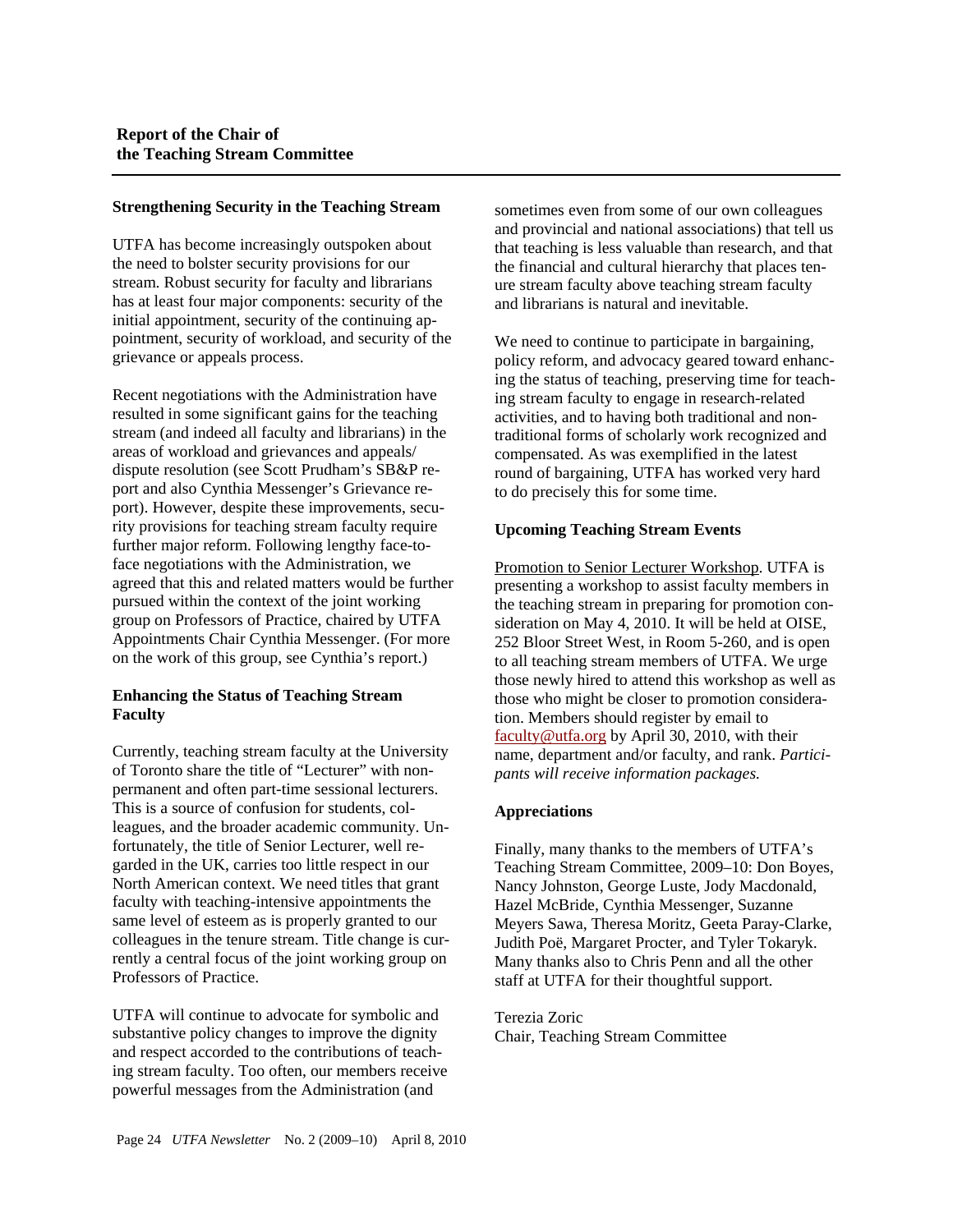## Report of the Chair of the Teaching Stream Committee

### Strengthening Security in the Teaching Stream

UTFA has become increasingly outspoken about the need to bolster security provisions for our stream. Robust security for faculty and librarians has at least four major components: security of the initial appointment, security of the continuing appointment, security of workload, and security of the grievance or appeals process.

Recent negotiations with the Administration have resulted in some significant gains for the teaching stream (and indeed all faculty and librarians) in the areas of workload and grievances and appeals/ dispute resolution (see Scott Prudham's SB&P report and also Cynthia Messenger's Grievance report). However, despite these improvements, security provisions for teaching stream faculty require further major reform. Following lengthy face-to-face negotiations with the Administration, we agreed that this and related matters would be further pursued within the context of the joint working group on Professors of Practice, chaired by UTFA Appointments Chair Cynthia Messenger. (For more on the work of this group, see Cynthia's report.)

### Enhancing the Status of Teaching Stream Faculty

Currently, teaching stream faculty at the University of Toronto share the title of "Lecturer" with non-permanent and often part-time sessional lecturers. This is a source of confusion for students, colleagues, and the broader academic community. Unfortunately, the title of Senior Lecturer, well regarded in the UK, carries too little respect in our North American context. We need titles that grant faculty with teaching-intensive appointments the same level of esteem as is properly granted to our colleagues in the tenure stream. Title change is currently a central focus of the joint working group on Professors of Practice.

UTFA will continue to advocate for symbolic and substantive policy changes to improve the dignity and respect accorded to the contributions of teaching stream faculty. Too often, our members receive powerful messages from the Administration (and sometimes even from some of our own colleagues and provincial and national associations) that tell us that teaching is less valuable than research, and that the financial and cultural hierarchy that places tenure stream faculty above teaching stream faculty and librarians is natural and inevitable.

We need to continue to participate in bargaining, policy reform, and advocacy geared toward enhancing the status of teaching, preserving time for teaching stream faculty to engage in research-related activities, and to having both traditional and non-traditional forms of scholarly work recognized and compensated. As was exemplified in the latest round of bargaining, UTFA has worked very hard to do precisely this for some time.

### Upcoming Teaching Stream Events

Promotion to Senior Lecturer Workshop. UTFA is presenting a workshop to assist faculty members in the teaching stream in preparing for promotion consideration on May 4, 2010. It will be held at OISE, 252 Bloor Street West, in Room 5-260, and is open to all teaching stream members of UTFA. We urge those newly hired to attend this workshop as well as those who might be closer to promotion consideration. Members should register by email to faculty@utfa.org by April 30, 2010, with their name, department and/or faculty, and rank. *Participants will receive information packages.*

### Appreciations

Finally, many thanks to the members of UTFA's Teaching Stream Committee, 2009–10: Don Boyes, Nancy Johnston, George Luste, Jody Macdonald, Hazel McBride, Cynthia Messenger, Suzanne Meyers Sawa, Theresa Moritz, Geeta Paray-Clarke, Judith Poë, Margaret Procter, and Tyler Tokaryk. Many thanks also to Chris Penn and all the other staff at UTFA for their thoughtful support.

Terezia Zoric
Chair, Teaching Stream Committee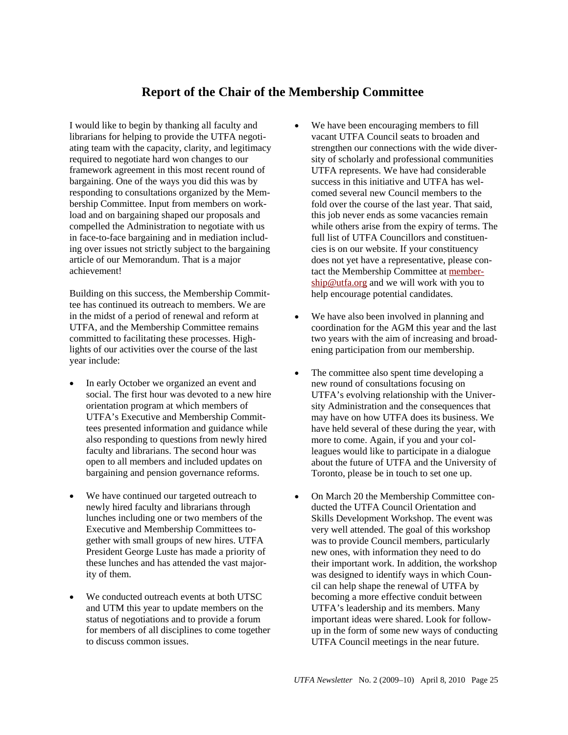## Report of the Chair of the Membership Committee

I would like to begin by thanking all faculty and librarians for helping to provide the UTFA negotiating team with the capacity, clarity, and legitimacy required to negotiate hard won changes to our framework agreement in this most recent round of bargaining. One of the ways you did this was by responding to consultations organized by the Membership Committee. Input from members on workload and on bargaining shaped our proposals and compelled the Administration to negotiate with us in face-to-face bargaining and in mediation including over issues not strictly subject to the bargaining article of our Memorandum. That is a major achievement!

Building on this success, the Membership Committee has continued its outreach to members. We are in the midst of a period of renewal and reform at UTFA, and the Membership Committee remains committed to facilitating these processes. Highlights of our activities over the course of the last year include:

- In early October we organized an event and social. The first hour was devoted to a new hire orientation program at which members of UTFA's Executive and Membership Committees presented information and guidance while also responding to questions from newly hired faculty and librarians. The second hour was open to all members and included updates on bargaining and pension governance reforms.

- We have continued our targeted outreach to newly hired faculty and librarians through lunches including one or two members of the Executive and Membership Committees together with small groups of new hires. UTFA President George Luste has made a priority of these lunches and has attended the vast majority of them.

- We conducted outreach events at both UTSC and UTM this year to update members on the status of negotiations and to provide a forum for members of all disciplines to come together to discuss common issues.

- We have been encouraging members to fill vacant UTFA Council seats to broaden and strengthen our connections with the wide diversity of scholarly and professional communities UTFA represents. We have had considerable success in this initiative and UTFA has welcomed several new Council members to the fold over the course of the last year. That said, this job never ends as some vacancies remain while others arise from the expiry of terms. The full list of UTFA Councillors and constituencies is on our website. If your constituency does not yet have a representative, please contact the Membership Committee at membership@utfa.org and we will work with you to help encourage potential candidates.

- We have also been involved in planning and coordination for the AGM this year and the last two years with the aim of increasing and broadening participation from our membership.

- The committee also spent time developing a new round of consultations focusing on UTFA's evolving relationship with the University Administration and the consequences that may have on how UTFA does its business. We have held several of these during the year, with more to come. Again, if you and your colleagues would like to participate in a dialogue about the future of UTFA and the University of Toronto, please be in touch to set one up.

- On March 20 the Membership Committee conducted the UTFA Council Orientation and Skills Development Workshop. The event was very well attended. The goal of this workshop was to provide Council members, particularly new ones, with information they need to do their important work. In addition, the workshop was designed to identify ways in which Council can help shape the renewal of UTFA by becoming a more effective conduit between UTFA's leadership and its members. Many important ideas were shared. Look for follow-up in the form of some new ways of conducting UTFA Council meetings in the near future.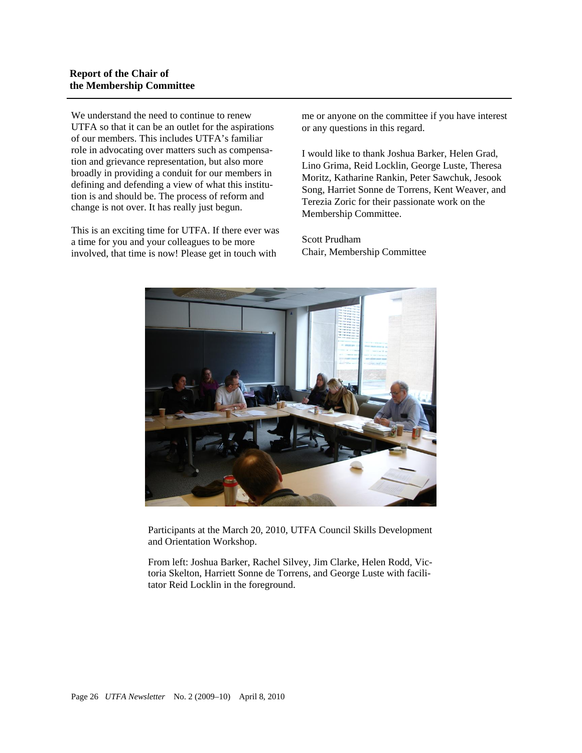**Report of the Chair of the Membership Committee**

We understand the need to continue to renew UTFA so that it can be an outlet for the aspirations of our members. This includes UTFA's familiar role in advocating over matters such as compensation and grievance representation, but also more broadly in providing a conduit for our members in defining and defending a view of what this institution is and should be. The process of reform and change is not over. It has really just begun.

This is an exciting time for UTFA. If there ever was a time for you and your colleagues to be more involved, that time is now! Please get in touch with me or anyone on the committee if you have interest or any questions in this regard.

I would like to thank Joshua Barker, Helen Grad, Lino Grima, Reid Locklin, George Luste, Theresa Moritz, Katharine Rankin, Peter Sawchuk, Jesook Song, Harriet Sonne de Torrens, Kent Weaver, and Terezia Zoric for their passionate work on the Membership Committee.

Scott Prudham
Chair, Membership Committee

Participants at the March 20, 2010, UTFA Council Skills Development and Orientation Workshop.

From left: Joshua Barker, Rachel Silvey, Jim Clarke, Helen Rodd, Victoria Skelton, Harriett Sonne de Torrens, and George Luste with facilitator Reid Locklin in the foreground.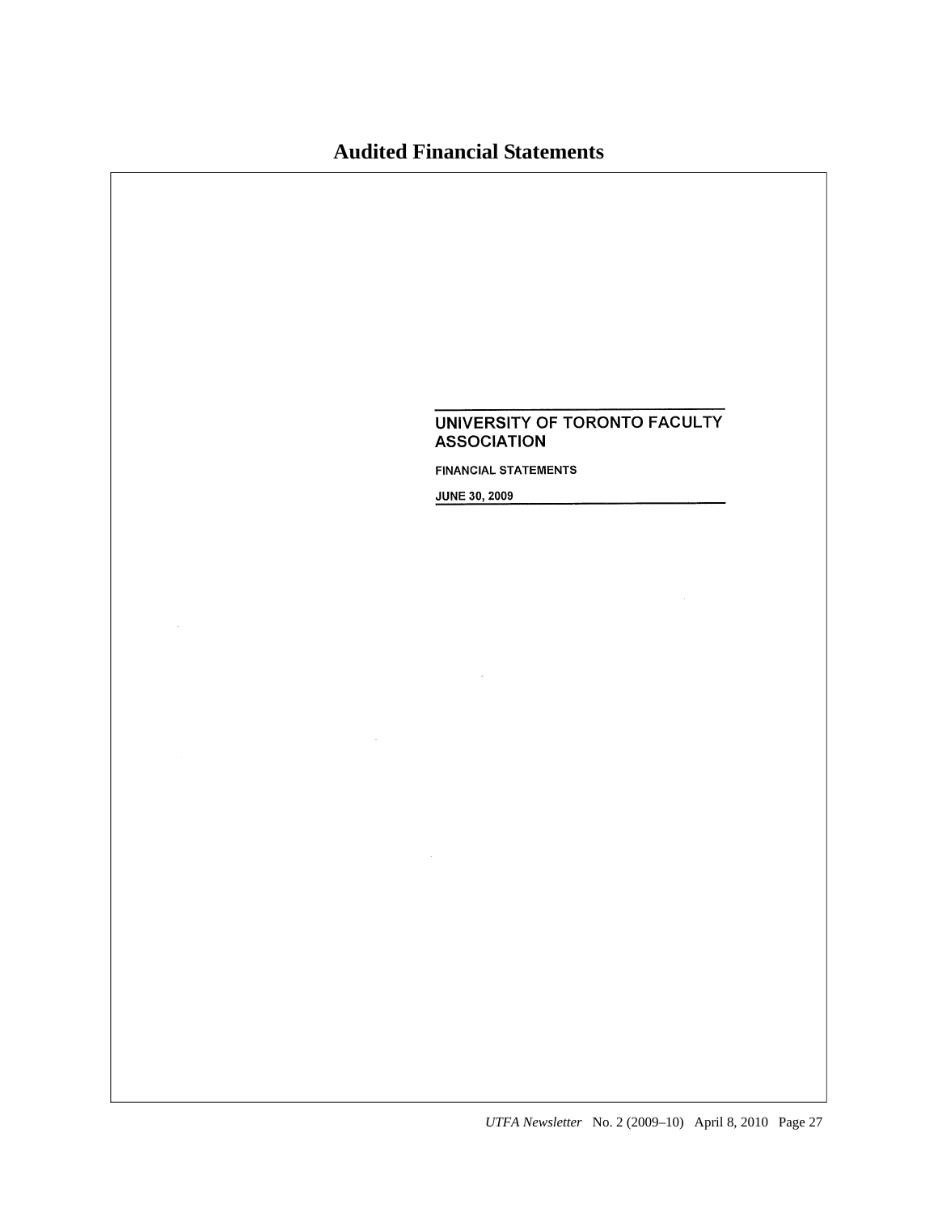# Audited Financial Statements

**UNIVERSITY OF TORONTO FACULTY ASSOCIATION**

**FINANCIAL STATEMENTS**

**JUNE 30, 2009**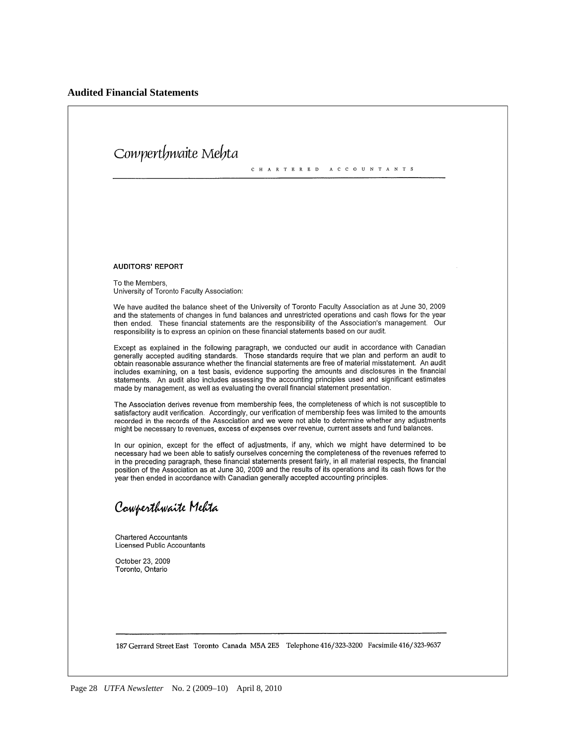## Audited Financial Statements

Cowperthwaite Mehta

CHARTERED ACCOUNTANTS

**AUDITORS' REPORT**

To the Members,
University of Toronto Faculty Association:

We have audited the balance sheet of the University of Toronto Faculty Association as at June 30, 2009 and the statements of changes in fund balances and unrestricted operations and cash flows for the year then ended. These financial statements are the responsibility of the Association's management. Our responsibility is to express an opinion on these financial statements based on our audit.

Except as explained in the following paragraph, we conducted our audit in accordance with Canadian generally accepted auditing standards. Those standards require that we plan and perform an audit to obtain reasonable assurance whether the financial statements are free of material misstatement. An audit includes examining, on a test basis, evidence supporting the amounts and disclosures in the financial statements. An audit also includes assessing the accounting principles used and significant estimates made by management, as well as evaluating the overall financial statement presentation.

The Association derives revenue from membership fees, the completeness of which is not susceptible to satisfactory audit verification. Accordingly, our verification of membership fees was limited to the amounts recorded in the records of the Association and we were not able to determine whether any adjustments might be necessary to revenues, excess of expenses over revenue, current assets and fund balances.

In our opinion, except for the effect of adjustments, if any, which we might have determined to be necessary had we been able to satisfy ourselves concerning the completeness of the revenues referred to in the preceding paragraph, these financial statements present fairly, in all material respects, the financial position of the Association as at June 30, 2009 and the results of its operations and its cash flows for the year then ended in accordance with Canadian generally accepted accounting principles.

Cowperthwaite Mehta

Chartered Accountants
Licensed Public Accountants

October 23, 2009
Toronto, Ontario

187 Gerrard Street East Toronto Canada M5A 2E5 Telephone 416/323-3200 Facsimile 416/323-9637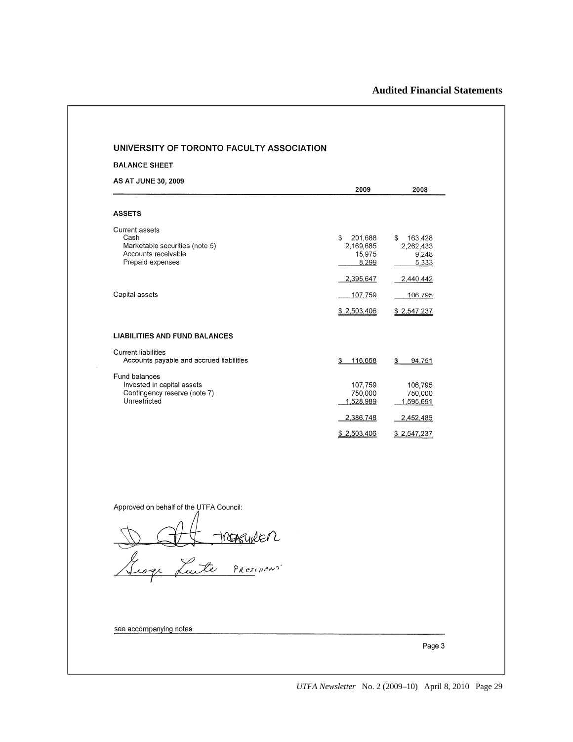**Audited Financial Statements**

## UNIVERSITY OF TORONTO FACULTY ASSOCIATION

**BALANCE SHEET**

**AS AT JUNE 30, 2009**

| | 2009 | 2008 |
|---|---|---|
| **ASSETS** | | |
| Current assets | | |
| Cash | $ 201,688 | $ 163,428 |
| Marketable securities (note 5) | 2,169,685 | 2,262,433 |
| Accounts receivable | 15,975 | 9,248 |
| Prepaid expenses | 8,299 | 5,333 |
| | 2,395,647 | 2,440,442 |
| Capital assets | 107,759 | 106,795 |
| | $ 2,503,406 | $ 2,547,237 |
| **LIABILITIES AND FUND BALANCES** | | |
| Current liabilities | | |
| Accounts payable and accrued liabilities | $ 116,658 | $ 94,751 |
| Fund balances | | |
| Invested in capital assets | 107,759 | 106,795 |
| Contingency reserve (note 7) | 750,000 | 750,000 |
| Unrestricted | 1,528,989 | 1,595,691 |
| | 2,386,748 | 2,452,486 |
| | $ 2,503,406 | $ 2,547,237 |

Approved on behalf of the UTFA Council:

TREASURER

George Luste PRESIDENT

see accompanying notes

Page 3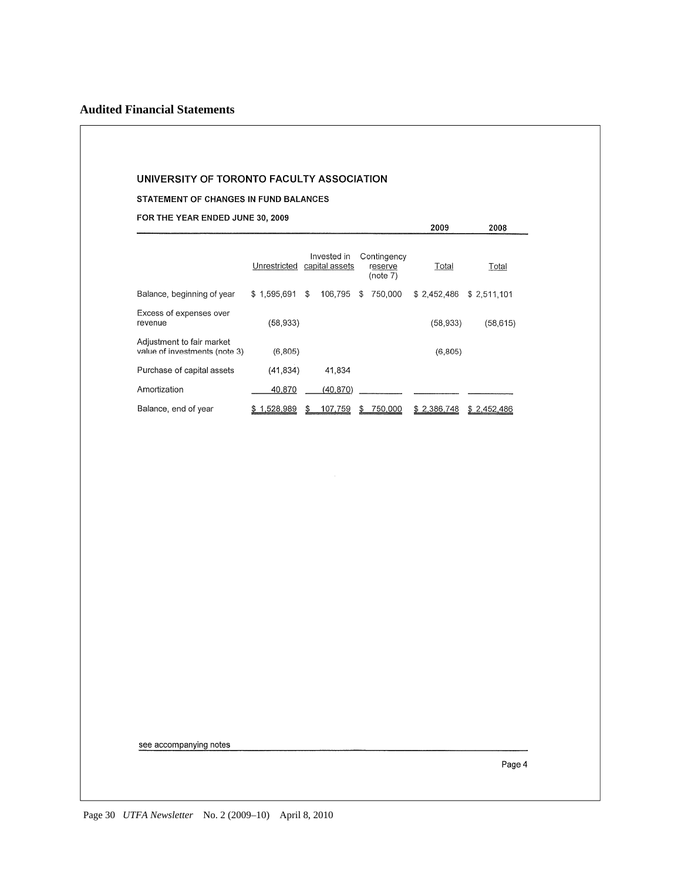## Audited Financial Statements

**UNIVERSITY OF TORONTO FACULTY ASSOCIATION**

**STATEMENT OF CHANGES IN FUND BALANCES**

**FOR THE YEAR ENDED JUNE 30, 2009**

| | Unrestricted | Invested in capital assets | Contingency reserve (note 7) | 2009 Total | 2008 Total |
|---|---|---|---|---|---|
| Balance, beginning of year | $ 1,595,691 | $ 106,795 | $ 750,000 | $ 2,452,486 | $ 2,511,101 |
| Excess of expenses over revenue | (58,933) | | | (58,933) | (58,615) |
| Adjustment to fair market value of investments (note 3) | (6,805) | | | (6,805) | |
| Purchase of capital assets | (41,834) | 41,834 | | | |
| Amortization | 40,870 | (40,870) | | | |
| Balance, end of year | $ 1,528,989 | $ 107,759 | $ 750,000 | $ 2,386,748 | $ 2,452,486 |

see accompanying notes

Page 4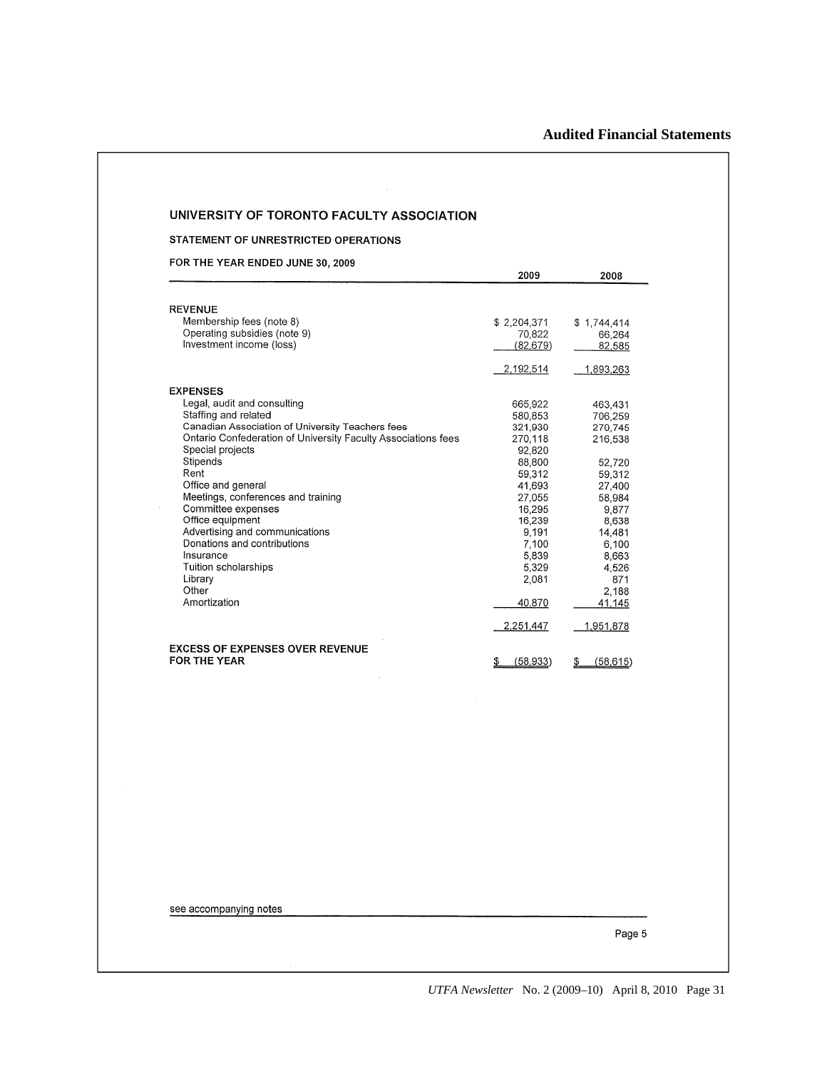# Audited Financial Statements

## UNIVERSITY OF TORONTO FACULTY ASSOCIATION

### STATEMENT OF UNRESTRICTED OPERATIONS

**FOR THE YEAR ENDED JUNE 30, 2009**

| | 2009 | 2008 |
|---|---|---|
| **REVENUE** | | |
| Membership fees (note 8) | $ 2,204,371 | $ 1,744,414 |
| Operating subsidies (note 9) | 70,822 | 66,264 |
| Investment income (loss) | (82,679) | 82,585 |
| | 2,192,514 | 1,893,263 |
| **EXPENSES** | | |
| Legal, audit and consulting | 665,922 | 463,431 |
| Staffing and related | 580,853 | 706,259 |
| Canadian Association of University Teachers fees | 321,930 | 270,745 |
| Ontario Confederation of University Faculty Associations fees | 270,118 | 216,538 |
| Special projects | 92,820 | |
| Stipends | 88,800 | 52,720 |
| Rent | 59,312 | 59,312 |
| Office and general | 41,693 | 27,400 |
| Meetings, conferences and training | 27,055 | 58,984 |
| Committee expenses | 16,295 | 9,877 |
| Office equipment | 16,239 | 8,638 |
| Advertising and communications | 9,191 | 14,481 |
| Donations and contributions | 7,100 | 6,100 |
| Insurance | 5,839 | 8,663 |
| Tuition scholarships | 5,329 | 4,526 |
| Library | 2,081 | 871 |
| Other | | 2,188 |
| Amortization | 40,870 | 41,145 |
| | 2,251,447 | 1,951,878 |
| **EXCESS OF EXPENSES OVER REVENUE FOR THE YEAR** | $ (58,933) | $ (58,615) |

see accompanying notes

Page 5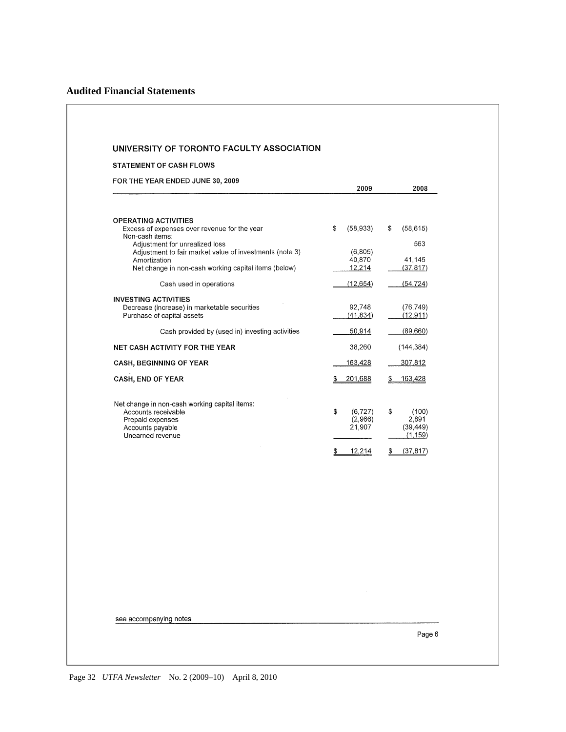## Audited Financial Statements

### UNIVERSITY OF TORONTO FACULTY ASSOCIATION

**STATEMENT OF CASH FLOWS**

**FOR THE YEAR ENDED JUNE 30, 2009**

| | 2009 | 2008 |
|---|---|---|
| **OPERATING ACTIVITIES** | | |
| Excess of expenses over revenue for the year | $ (58,933) | $ (58,615) |
| Non-cash items: | | |
| Adjustment for unrealized loss | | 563 |
| Adjustment to fair market value of investments (note 3) | (6,805) | |
| Amortization | 40,870 | 41,145 |
| Net change in non-cash working capital items (below) | 12,214 | (37,817) |
| Cash used in operations | (12,654) | (54,724) |
| **INVESTING ACTIVITIES** | | |
| Decrease (increase) in marketable securities | 92,748 | (76,749) |
| Purchase of capital assets | (41,834) | (12,911) |
| Cash provided by (used in) investing activities | 50,914 | (89,660) |
| **NET CASH ACTIVITY FOR THE YEAR** | 38,260 | (144,384) |
| **CASH, BEGINNING OF YEAR** | 163,428 | 307,812 |
| **CASH, END OF YEAR** | $ 201,688 | $ 163,428 |

| Net change in non-cash working capital items: | 2009 | 2008 |
|---|---|---|
| Accounts receivable | $ (6,727) | $ (100) |
| Prepaid expenses | (2,966) | 2,891 |
| Accounts payable | 21,907 | (39,449) |
| Unearned revenue | | (1,159) |
| | $ 12,214 | $ (37,817) |

see accompanying notes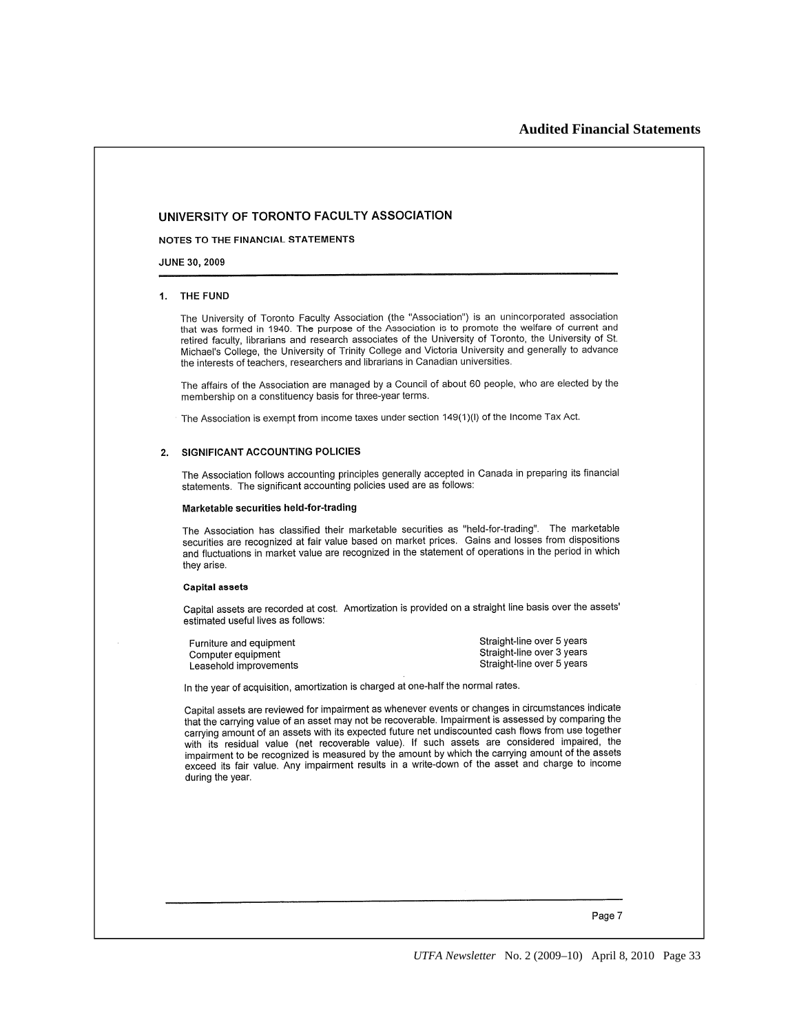# UNIVERSITY OF TORONTO FACULTY ASSOCIATION

**NOTES TO THE FINANCIAL STATEMENTS**

**JUNE 30, 2009**

## 1. THE FUND

The University of Toronto Faculty Association (the "Association") is an unincorporated association that was formed in 1940. The purpose of the Association is to promote the welfare of current and retired faculty, librarians and research associates of the University of Toronto, the University of St. Michael's College, the University of Trinity College and Victoria University and generally to advance the interests of teachers, researchers and librarians in Canadian universities.

The affairs of the Association are managed by a Council of about 60 people, who are elected by the membership on a constituency basis for three-year terms.

The Association is exempt from income taxes under section 149(1)(l) of the Income Tax Act.

## 2. SIGNIFICANT ACCOUNTING POLICIES

The Association follows accounting principles generally accepted in Canada in preparing its financial statements. The significant accounting policies used are as follows:

### Marketable securities held-for-trading

The Association has classified their marketable securities as "held-for-trading". The marketable securities are recognized at fair value based on market prices. Gains and losses from dispositions and fluctuations in market value are recognized in the statement of operations in the period in which they arise.

### Capital assets

Capital assets are recorded at cost. Amortization is provided on a straight line basis over the assets' estimated useful lives as follows:

| | |
|---|---|
| Furniture and equipment | Straight-line over 5 years |
| Computer equipment | Straight-line over 3 years |
| Leasehold improvements | Straight-line over 5 years |

In the year of acquisition, amortization is charged at one-half the normal rates.

Capital assets are reviewed for impairment as whenever events or changes in circumstances indicate that the carrying value of an asset may not be recoverable. Impairment is assessed by comparing the carrying amount of an assets with its expected future net undiscounted cash flows from use together with its residual value (net recoverable value). If such assets are considered impaired, the impairment to be recognized is measured by the amount by which the carrying amount of the assets exceed its fair value. Any impairment results in a write-down of the asset and charge to income during the year.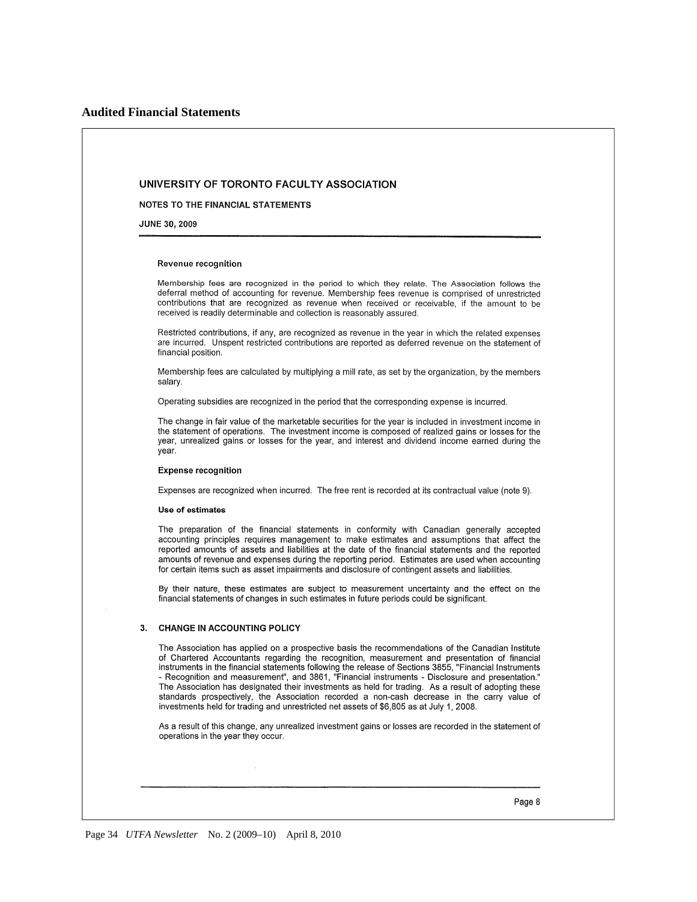# Audited Financial Statements

## UNIVERSITY OF TORONTO FACULTY ASSOCIATION

**NOTES TO THE FINANCIAL STATEMENTS**

**JUNE 30, 2009**

### Revenue recognition

Membership fees are recognized in the period to which they relate. The Association follows the deferral method of accounting for revenue. Membership fees revenue is comprised of unrestricted contributions that are recognized as revenue when received or receivable, if the amount to be received is readily determinable and collection is reasonably assured.

Restricted contributions, if any, are recognized as revenue in the year in which the related expenses are incurred. Unspent restricted contributions are reported as deferred revenue on the statement of financial position.

Membership fees are calculated by multiplying a mill rate, as set by the organization, by the members salary.

Operating subsidies are recognized in the period that the corresponding expense is incurred.

The change in fair value of the marketable securities for the year is included in investment income in the statement of operations. The investment income is composed of realized gains or losses for the year, unrealized gains or losses for the year, and interest and dividend income earned during the year.

### Expense recognition

Expenses are recognized when incurred. The free rent is recorded at its contractual value (note 9).

### Use of estimates

The preparation of the financial statements in conformity with Canadian generally accepted accounting principles requires management to make estimates and assumptions that affect the reported amounts of assets and liabilities at the date of the financial statements and the reported amounts of revenue and expenses during the reporting period. Estimates are used when accounting for certain items such as asset impairments and disclosure of contingent assets and liabilities.

By their nature, these estimates are subject to measurement uncertainty and the effect on the financial statements of changes in such estimates in future periods could be significant.

### 3. CHANGE IN ACCOUNTING POLICY

The Association has applied on a prospective basis the recommendations of the Canadian Institute of Chartered Accountants regarding the recognition, measurement and presentation of financial instruments in the financial statements following the release of Sections 3855, "Financial Instruments - Recognition and measurement", and 3861, "Financial instruments - Disclosure and presentation." The Association has designated their investments as held for trading. As a result of adopting these standards prospectively, the Association recorded a non-cash decrease in the carry value of investments held for trading and unrestricted net assets of $6,805 as at July 1, 2008.

As a result of this change, any unrealized investment gains or losses are recorded in the statement of operations in the year they occur.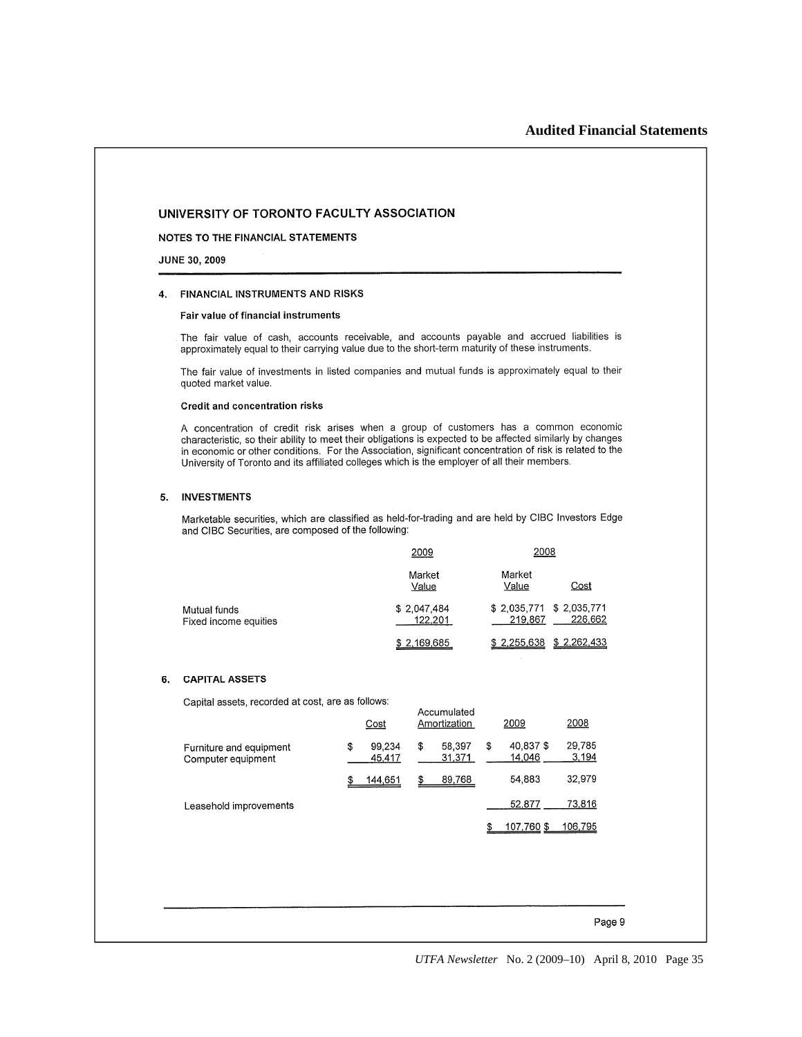## UNIVERSITY OF TORONTO FACULTY ASSOCIATION

**NOTES TO THE FINANCIAL STATEMENTS**

**JUNE 30, 2009**

### 4. FINANCIAL INSTRUMENTS AND RISKS

**Fair value of financial instruments**

The fair value of cash, accounts receivable, and accounts payable and accrued liabilities is approximately equal to their carrying value due to the short-term maturity of these instruments.

The fair value of investments in listed companies and mutual funds is approximately equal to their quoted market value.

**Credit and concentration risks**

A concentration of credit risk arises when a group of customers has a common economic characteristic, so their ability to meet their obligations is expected to be affected similarly by changes in economic or other conditions. For the Association, significant concentration of risk is related to the University of Toronto and its affiliated colleges which is the employer of all their members.

### 5. INVESTMENTS

Marketable securities, which are classified as held-for-trading and are held by CIBC Investors Edge and CIBC Securities, are composed of the following:

| | 2009 | 2008 | |
|---|---|---|---|
| | Market Value | Market Value | Cost |
| Mutual funds | $ 2,047,484 | $ 2,035,771 | $ 2,035,771 |
| Fixed income equities | 122,201 | 219,867 | 226,662 |
| | $ 2,169,685 | $ 2,255,638 | $ 2,262,433 |

### 6. CAPITAL ASSETS

Capital assets, recorded at cost, are as follows:

| | Cost | Accumulated Amortization | 2009 | 2008 |
|---|---|---|---|---|
| Furniture and equipment | $ 99,234 | $ 58,397 | $ 40,837 | $ 29,785 |
| Computer equipment | 45,417 | 31,371 | 14,046 | 3,194 |
| | $ 144,651 | $ 89,768 | 54,883 | 32,979 |
| Leasehold improvements | | | 52,877 | 73,816 |
| | | | $ 107,760 | $ 106,795 |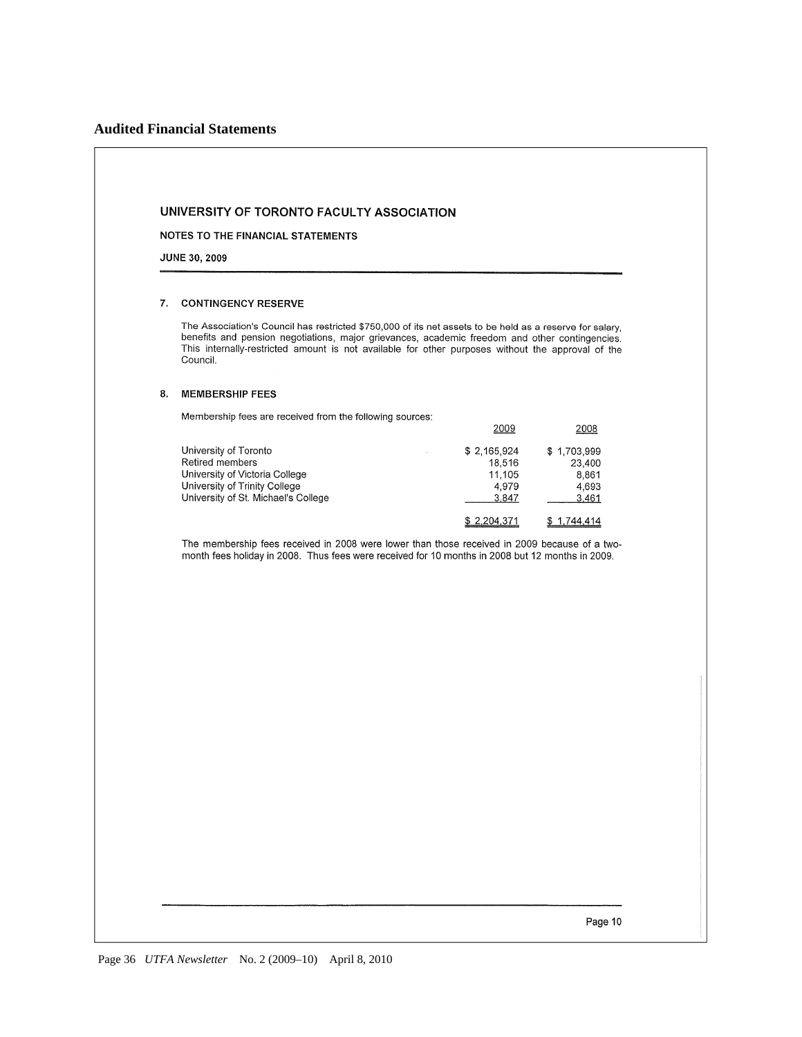## Audited Financial Statements

### UNIVERSITY OF TORONTO FACULTY ASSOCIATION

**NOTES TO THE FINANCIAL STATEMENTS**

**JUNE 30, 2009**

**7. CONTINGENCY RESERVE**

The Association's Council has restricted $750,000 of its net assets to be held as a reserve for salary, benefits and pension negotiations, major grievances, academic freedom and other contingencies. This internally-restricted amount is not available for other purposes without the approval of the Council.

**8. MEMBERSHIP FEES**

Membership fees are received from the following sources:

| | 2009 | 2008 |
|---|---|---|
| University of Toronto | $ 2,165,924 | $ 1,703,999 |
| Retired members | 18,516 | 23,400 |
| University of Victoria College | 11,105 | 8,861 |
| University of Trinity College | 4,979 | 4,693 |
| University of St. Michael's College | 3,847 | 3,461 |
| | $ 2,204,371 | $ 1,744,414 |

The membership fees received in 2008 were lower than those received in 2009 because of a two-month fees holiday in 2008. Thus fees were received for 10 months in 2008 but 12 months in 2009.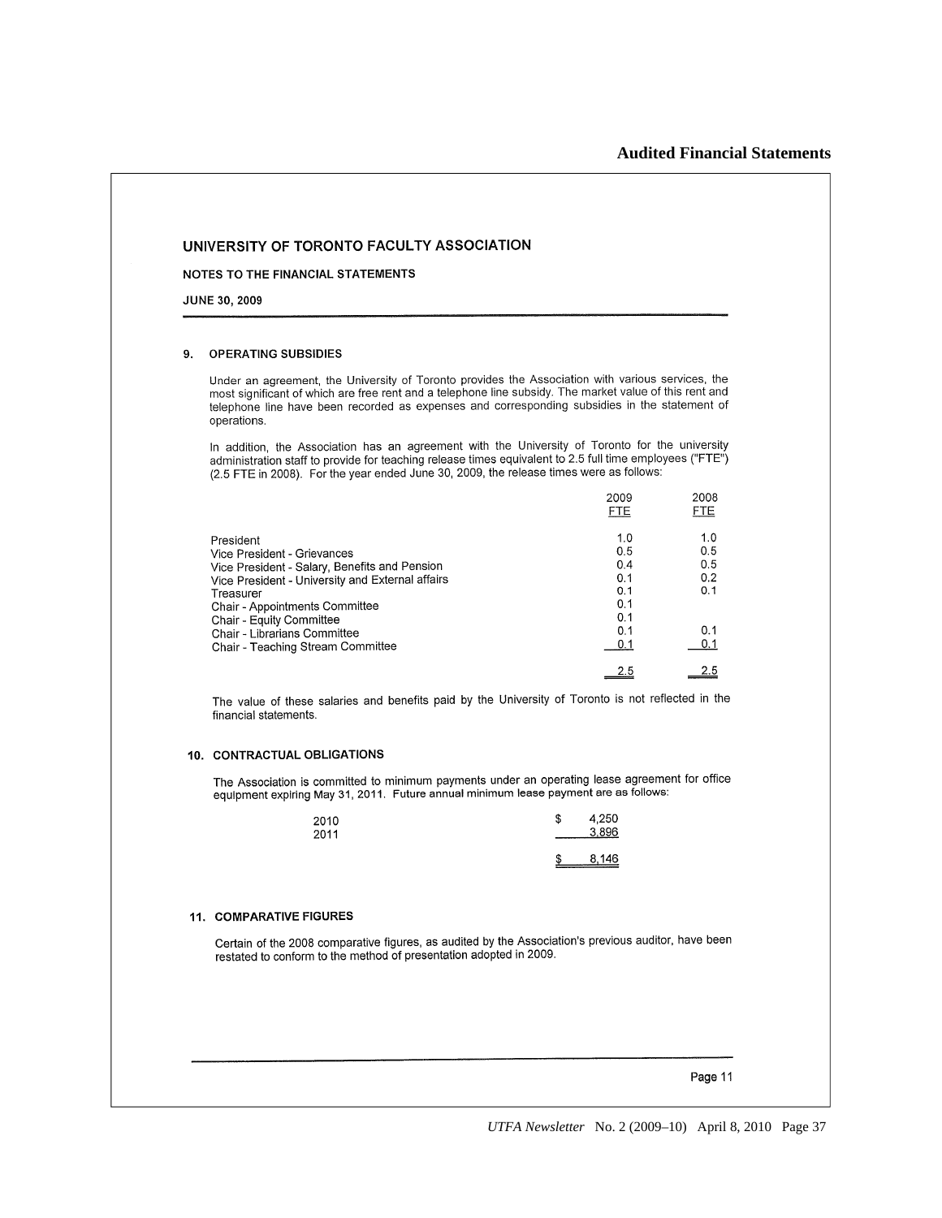## UNIVERSITY OF TORONTO FACULTY ASSOCIATION

**NOTES TO THE FINANCIAL STATEMENTS**

**JUNE 30, 2009**

### 9. OPERATING SUBSIDIES

Under an agreement, the University of Toronto provides the Association with various services, the most significant of which are free rent and a telephone line subsidy. The market value of this rent and telephone line have been recorded as expenses and corresponding subsidies in the statement of operations.

In addition, the Association has an agreement with the University of Toronto for the university administration staff to provide for teaching release times equivalent to 2.5 full time employees ("FTE") (2.5 FTE in 2008). For the year ended June 30, 2009, the release times were as follows:

| | 2009 FTE | 2008 FTE |
|---|---|---|
| President | 1.0 | 1.0 |
| Vice President - Grievances | 0.5 | 0.5 |
| Vice President - Salary, Benefits and Pension | 0.4 | 0.5 |
| Vice President - University and External affairs | 0.1 | 0.2 |
| Treasurer | 0.1 | 0.1 |
| Chair - Appointments Committee | 0.1 | |
| Chair - Equity Committee | 0.1 | |
| Chair - Librarians Committee | 0.1 | 0.1 |
| Chair - Teaching Stream Committee | 0.1 | 0.1 |
| | 2.5 | 2.5 |

The value of these salaries and benefits paid by the University of Toronto is not reflected in the financial statements.

### 10. CONTRACTUAL OBLIGATIONS

The Association is committed to minimum payments under an operating lease agreement for office equipment expiring May 31, 2011. Future annual minimum lease payment are as follows:

| | |
|---|---|
| 2010 | $ 4,250 |
| 2011 | 3,896 |
| | $ 8,146 |

### 11. COMPARATIVE FIGURES

Certain of the 2008 comparative figures, as audited by the Association's previous auditor, have been restated to conform to the method of presentation adopted in 2009.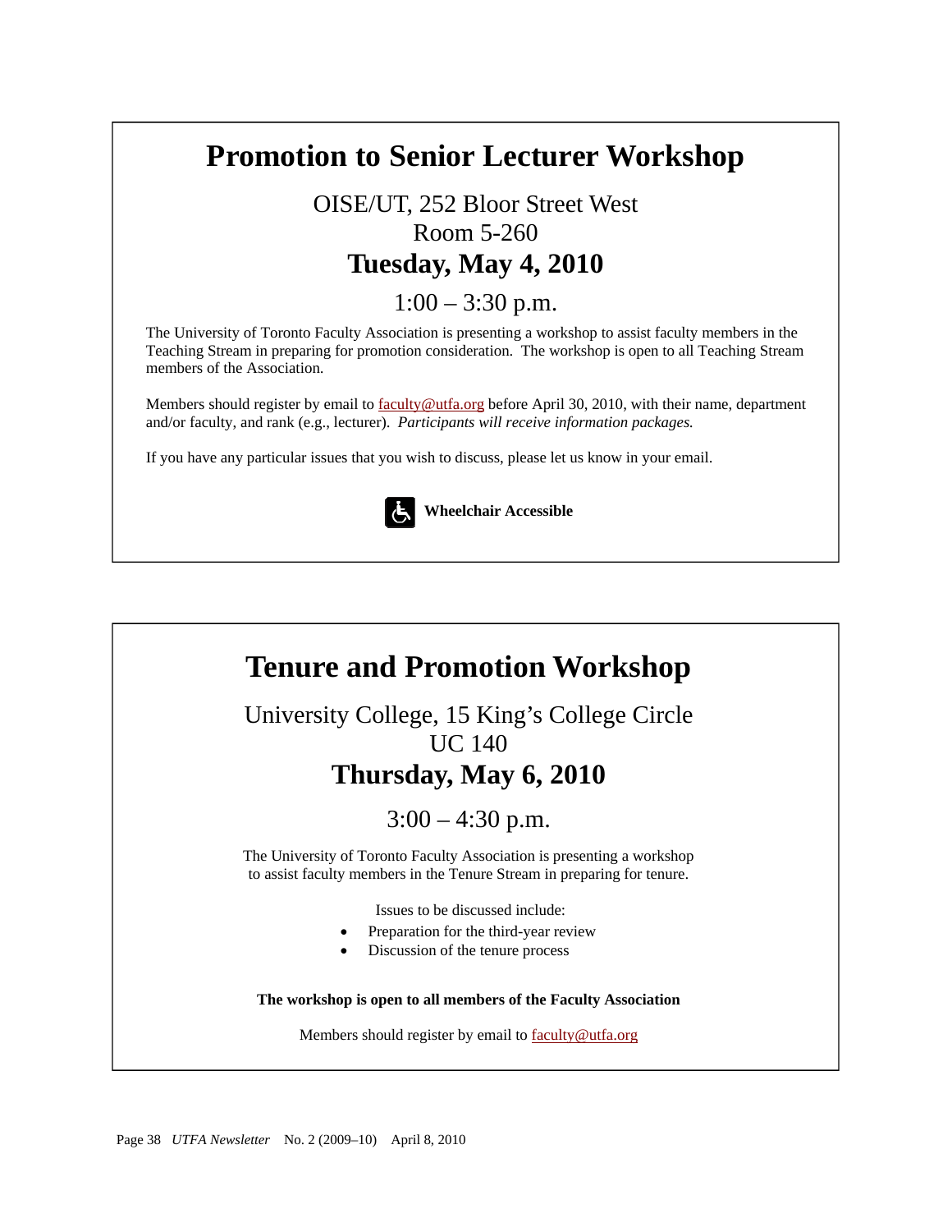# Promotion to Senior Lecturer Workshop

OISE/UT, 252 Bloor Street West
Room 5-260

**Tuesday, May 4, 2010**

1:00 – 3:30 p.m.

The University of Toronto Faculty Association is presenting a workshop to assist faculty members in the Teaching Stream in preparing for promotion consideration. The workshop is open to all Teaching Stream members of the Association.

Members should register by email to faculty@utfa.org before April 30, 2010, with their name, department and/or faculty, and rank (e.g., lecturer). *Participants will receive information packages.*

If you have any particular issues that you wish to discuss, please let us know in your email.

**Wheelchair Accessible**

# Tenure and Promotion Workshop

University College, 15 King's College Circle
UC 140

**Thursday, May 6, 2010**

3:00 – 4:30 p.m.

The University of Toronto Faculty Association is presenting a workshop to assist faculty members in the Tenure Stream in preparing for tenure.

Issues to be discussed include:

- Preparation for the third-year review
- Discussion of the tenure process

**The workshop is open to all members of the Faculty Association**

Members should register by email to faculty@utfa.org